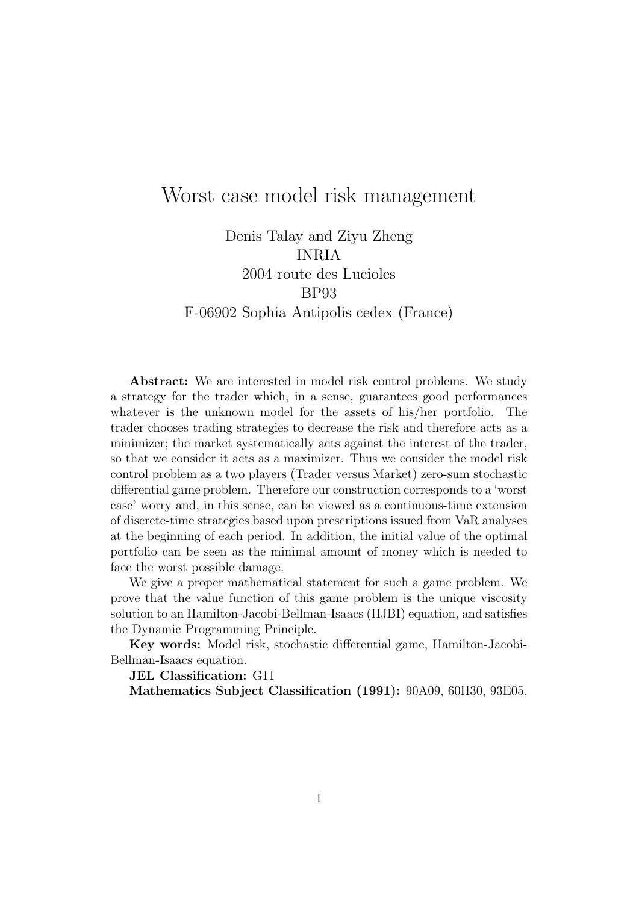# Worst case model risk management

Denis Talay and Ziyu Zheng
INRIA
2004 route des Lucioles
BP93
F-06902 Sophia Antipolis cedex (France)

**Abstract:** We are interested in model risk control problems. We study a strategy for the trader which, in a sense, guarantees good performances whatever is the unknown model for the assets of his/her portfolio. The trader chooses trading strategies to decrease the risk and therefore acts as a minimizer; the market systematically acts against the interest of the trader, so that we consider it acts as a maximizer. Thus we consider the model risk control problem as a two players (Trader versus Market) zero-sum stochastic differential game problem. Therefore our construction corresponds to a 'worst case' worry and, in this sense, can be viewed as a continuous-time extension of discrete-time strategies based upon prescriptions issued from VaR analyses at the beginning of each period. In addition, the initial value of the optimal portfolio can be seen as the minimal amount of money which is needed to face the worst possible damage.

We give a proper mathematical statement for such a game problem. We prove that the value function of this game problem is the unique viscosity solution to an Hamilton-Jacobi-Bellman-Isaacs (HJBI) equation, and satisfies the Dynamic Programming Principle.

**Key words:** Model risk, stochastic differential game, Hamilton-Jacobi-Bellman-Isaacs equation.

**JEL Classification:** G11

**Mathematics Subject Classification (1991):** 90A09, 60H30, 93E05.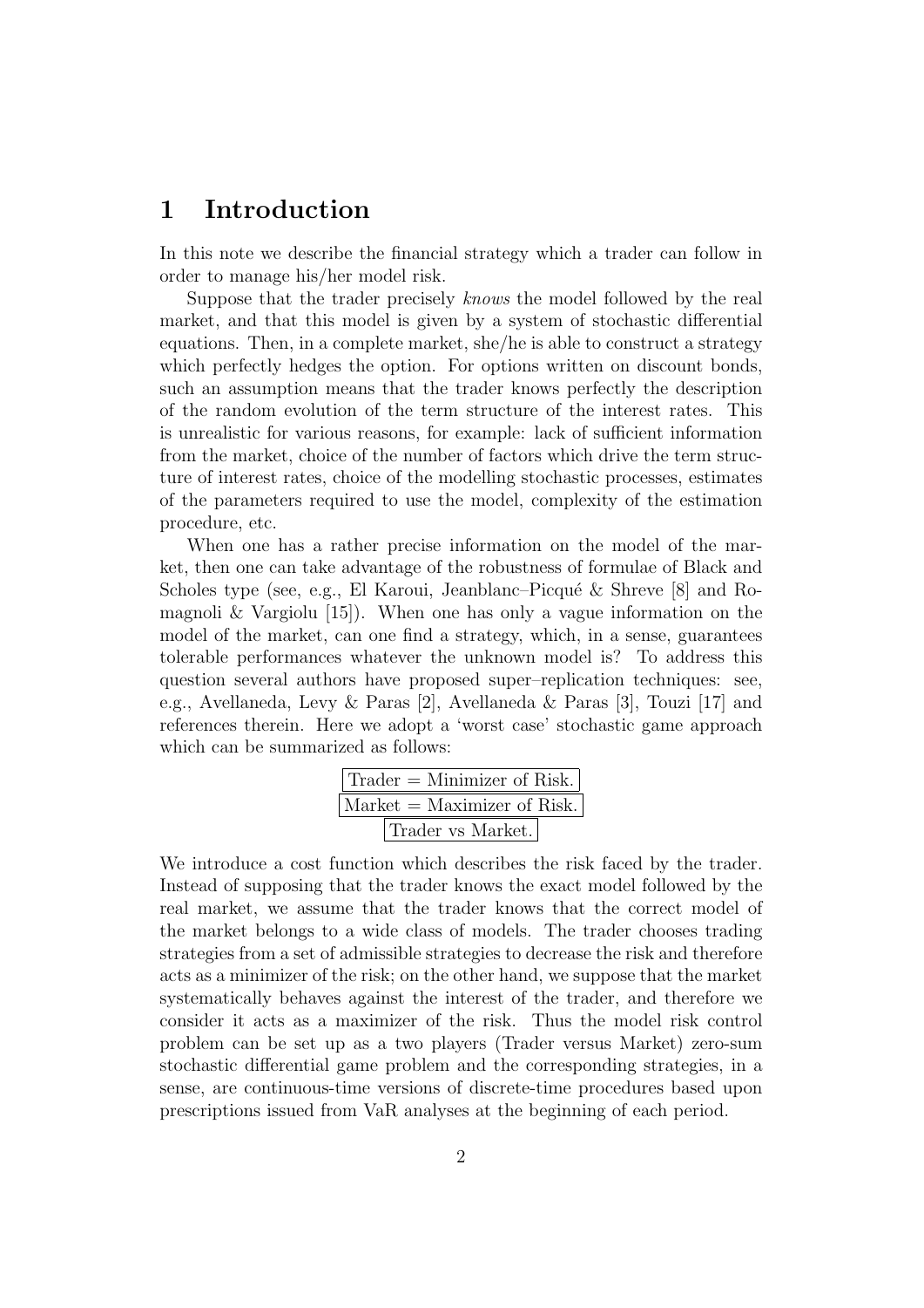# 1 Introduction

In this note we describe the financial strategy which a trader can follow in order to manage his/her model risk.

Suppose that the trader precisely *knows* the model followed by the real market, and that this model is given by a system of stochastic differential equations. Then, in a complete market, she/he is able to construct a strategy which perfectly hedges the option. For options written on discount bonds, such an assumption means that the trader knows perfectly the description of the random evolution of the term structure of the interest rates. This is unrealistic for various reasons, for example: lack of sufficient information from the market, choice of the number of factors which drive the term structure of interest rates, choice of the modelling stochastic processes, estimates of the parameters required to use the model, complexity of the estimation procedure, etc.

When one has a rather precise information on the model of the market, then one can take advantage of the robustness of formulae of Black and Scholes type (see, e.g., El Karoui, Jeanblanc–Picqué & Shreve [8] and Romagnoli & Vargiolu [15]). When one has only a vague information on the model of the market, can one find a strategy, which, in a sense, guarantees tolerable performances whatever the unknown model is? To address this question several authors have proposed super–replication techniques: see, e.g., Avellaneda, Levy & Paras [2], Avellaneda & Paras [3], Touzi [17] and references therein. Here we adopt a 'worst case' stochastic game approach which can be summarized as follows:

Trader = Minimizer of Risk.

Market = Maximizer of Risk.

Trader vs Market.

We introduce a cost function which describes the risk faced by the trader. Instead of supposing that the trader knows the exact model followed by the real market, we assume that the trader knows that the correct model of the market belongs to a wide class of models. The trader chooses trading strategies from a set of admissible strategies to decrease the risk and therefore acts as a minimizer of the risk; on the other hand, we suppose that the market systematically behaves against the interest of the trader, and therefore we consider it acts as a maximizer of the risk. Thus the model risk control problem can be set up as a two players (Trader versus Market) zero-sum stochastic differential game problem and the corresponding strategies, in a sense, are continuous-time versions of discrete-time procedures based upon prescriptions issued from VaR analyses at the beginning of each period.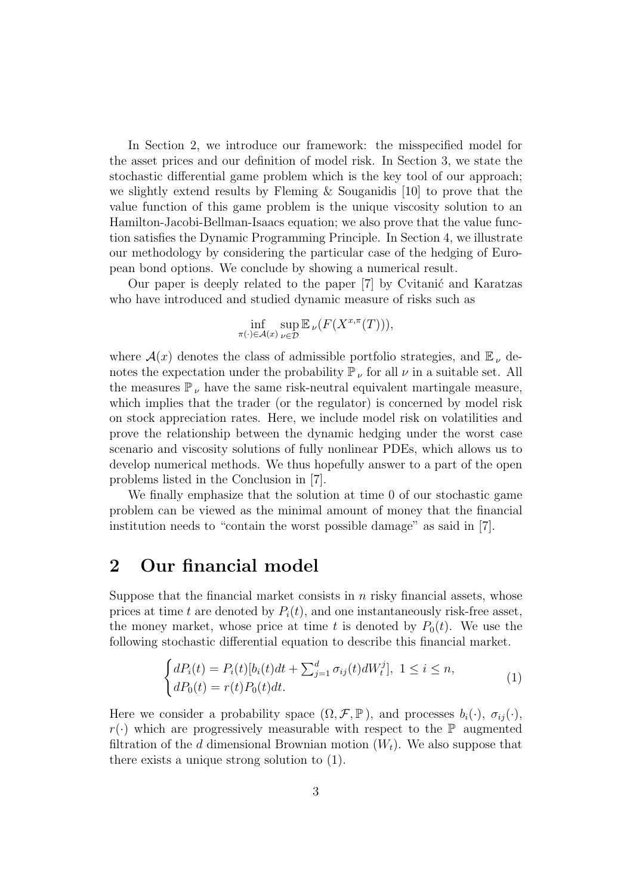In Section 2, we introduce our framework: the misspecified model for the asset prices and our definition of model risk. In Section 3, we state the stochastic differential game problem which is the key tool of our approach; we slightly extend results by Fleming & Souganidis [10] to prove that the value function of this game problem is the unique viscosity solution to an Hamilton-Jacobi-Bellman-Isaacs equation; we also prove that the value function satisfies the Dynamic Programming Principle. In Section 4, we illustrate our methodology by considering the particular case of the hedging of European bond options. We conclude by showing a numerical result.

Our paper is deeply related to the paper [7] by Cvitanić and Karatzas who have introduced and studied dynamic measure of risks such as

$$\inf_{\pi(\cdot)\in\mathcal{A}(x)} \sup_{\nu\in\mathcal{D}} \mathbb{E}_{\nu}(F(X^{x,\pi}(T))),$$

where $\mathcal{A}(x)$ denotes the class of admissible portfolio strategies, and $\mathbb{E}_{\nu}$ denotes the expectation under the probability $\mathbb{P}_{\nu}$ for all $\nu$ in a suitable set. All the measures $\mathbb{P}_{\nu}$ have the same risk-neutral equivalent martingale measure, which implies that the trader (or the regulator) is concerned by model risk on stock appreciation rates. Here, we include model risk on volatilities and prove the relationship between the dynamic hedging under the worst case scenario and viscosity solutions of fully nonlinear PDEs, which allows us to develop numerical methods. We thus hopefully answer to a part of the open problems listed in the Conclusion in [7].

We finally emphasize that the solution at time 0 of our stochastic game problem can be viewed as the minimal amount of money that the financial institution needs to "contain the worst possible damage" as said in [7].

# 2 Our financial model

Suppose that the financial market consists in $n$ risky financial assets, whose prices at time $t$ are denoted by $P_i(t)$, and one instantaneously risk-free asset, the money market, whose price at time $t$ is denoted by $P_0(t)$. We use the following stochastic differential equation to describe this financial market.

$$\begin{cases} dP_i(t) = P_i(t)[b_i(t)dt + \sum_{j=1}^{d} \sigma_{ij}(t)dW_t^j], \ 1 \leq i \leq n, \\ dP_0(t) = r(t)P_0(t)dt. \end{cases} \tag{1}$$

Here we consider a probability space $(\Omega, \mathcal{F}, \mathbb{P})$, and processes $b_i(\cdot)$, $\sigma_{ij}(\cdot)$, $r(\cdot)$ which are progressively measurable with respect to the $\mathbb{P}$ augmented filtration of the $d$ dimensional Brownian motion $(W_t)$. We also suppose that there exists a unique strong solution to (1).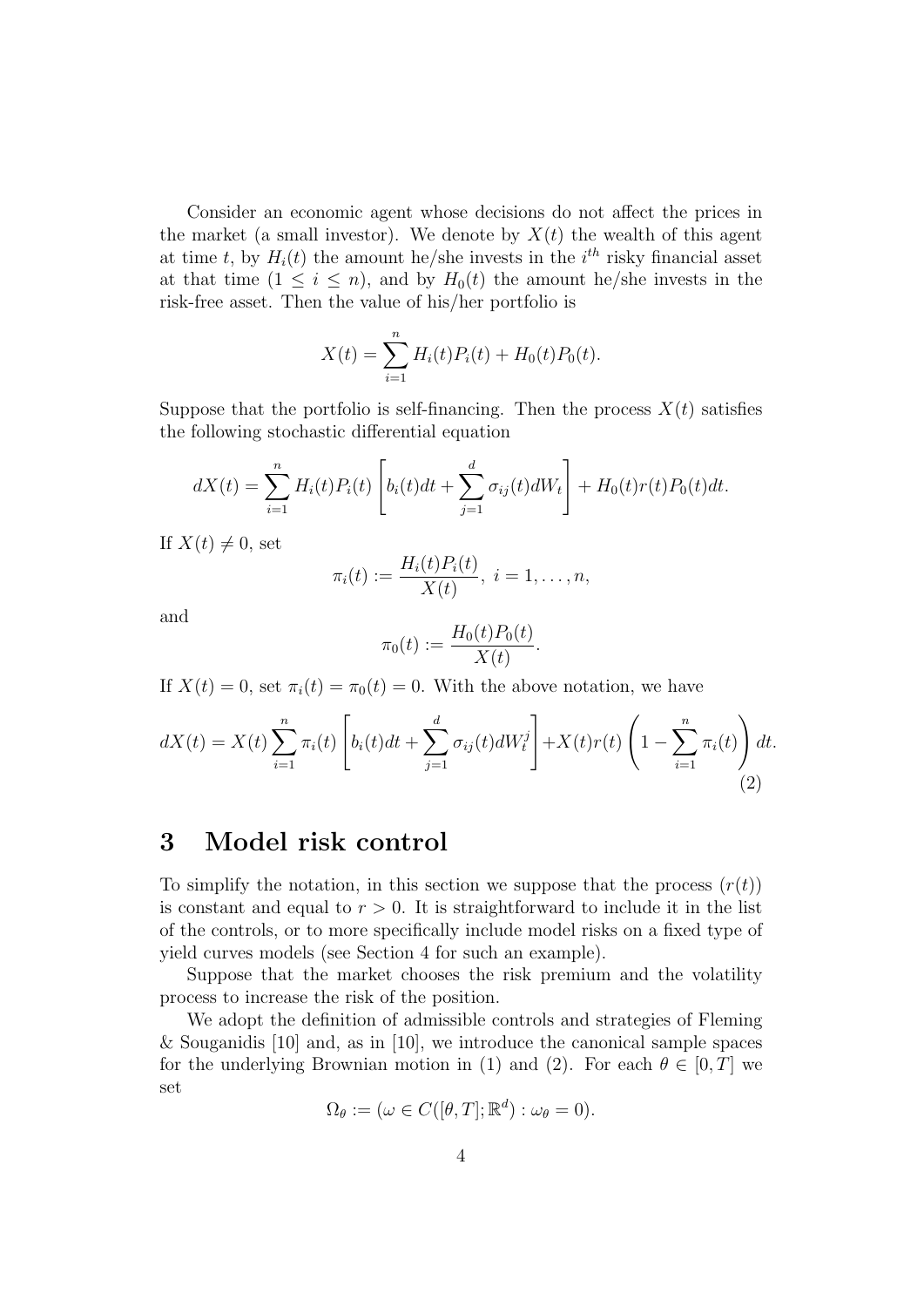Consider an economic agent whose decisions do not affect the prices in the market (a small investor). We denote by $X(t)$ the wealth of this agent at time $t$, by $H_i(t)$ the amount he/she invests in the $i^{th}$ risky financial asset at that time ($1 \leq i \leq n$), and by $H_0(t)$ the amount he/she invests in the risk-free asset. Then the value of his/her portfolio is

$$X(t) = \sum_{i=1}^{n} H_i(t)P_i(t) + H_0(t)P_0(t).$$

Suppose that the portfolio is self-financing. Then the process $X(t)$ satisfies the following stochastic differential equation

$$dX(t) = \sum_{i=1}^{n} H_i(t)P_i(t)\left[b_i(t)dt + \sum_{j=1}^{d} \sigma_{ij}(t)dW_t\right] + H_0(t)r(t)P_0(t)dt.$$

If $X(t) \neq 0$, set

$$\pi_i(t) := \frac{H_i(t)P_i(t)}{X(t)},\ i = 1, \ldots, n,$$

and

$$\pi_0(t) := \frac{H_0(t)P_0(t)}{X(t)}.$$

If $X(t) = 0$, set $\pi_i(t) = \pi_0(t) = 0$. With the above notation, we have

$$dX(t) = X(t)\sum_{i=1}^{n} \pi_i(t)\left[b_i(t)dt + \sum_{j=1}^{d} \sigma_{ij}(t)dW_t^j\right] + X(t)r(t)\left(1 - \sum_{i=1}^{n} \pi_i(t)\right)dt. \tag{2}$$

# 3 Model risk control

To simplify the notation, in this section we suppose that the process $(r(t))$ is constant and equal to $r > 0$. It is straightforward to include it in the list of the controls, or to more specifically include model risks on a fixed type of yield curves models (see Section 4 for such an example).

Suppose that the market chooses the risk premium and the volatility process to increase the risk of the position.

We adopt the definition of admissible controls and strategies of Fleming & Souganidis [10] and, as in [10], we introduce the canonical sample spaces for the underlying Brownian motion in (1) and (2). For each $\theta \in [0, T]$ we set

$$\Omega_\theta := (\omega \in C([\theta, T]; \mathbb{R}^d) : \omega_\theta = 0).$$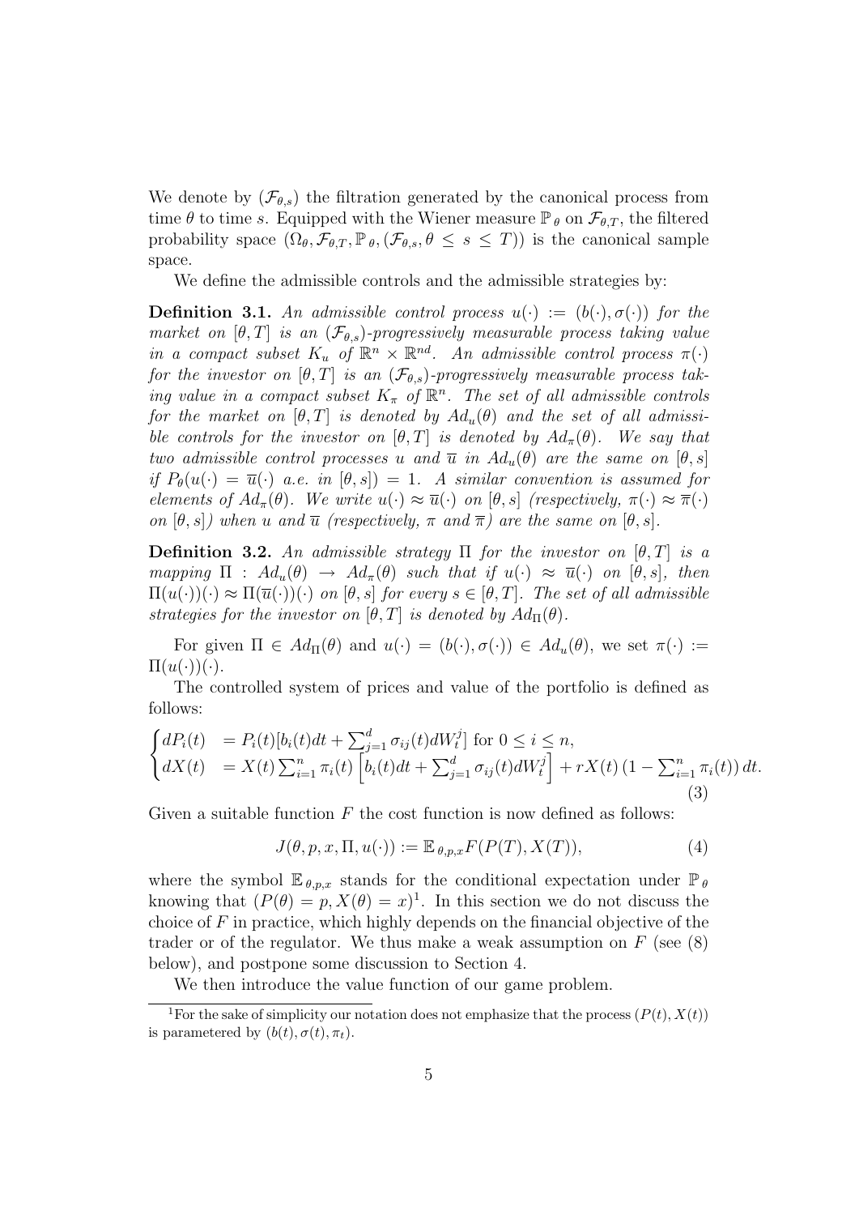We denote by $(\mathcal{F}_{\theta,s})$ the filtration generated by the canonical process from time $\theta$ to time $s$. Equipped with the Wiener measure $\mathbb{P}_\theta$ on $\mathcal{F}_{\theta,T}$, the filtered probability space $(\Omega_\theta, \mathcal{F}_{\theta,T}, \mathbb{P}_\theta, (\mathcal{F}_{\theta,s}, \theta \leq s \leq T))$ is the canonical sample space.

We define the admissible controls and the admissible strategies by:

**Definition 3.1.** *An admissible control process $u(\cdot) := (b(\cdot), \sigma(\cdot))$ for the market on $[\theta, T]$ is an $(\mathcal{F}_{\theta,s})$-progressively measurable process taking value in a compact subset $K_u$ of $\mathbb{R}^n \times \mathbb{R}^{nd}$. An admissible control process $\pi(\cdot)$ for the investor on $[\theta, T]$ is an $(\mathcal{F}_{\theta,s})$-progressively measurable process taking value in a compact subset $K_\pi$ of $\mathbb{R}^n$. The set of all admissible controls for the market on $[\theta, T]$ is denoted by $Ad_u(\theta)$ and the set of all admissible controls for the investor on $[\theta, T]$ is denoted by $Ad_\pi(\theta)$. We say that two admissible control processes $u$ and $\overline{u}$ in $Ad_u(\theta)$ are the same on $[\theta, s]$ if $P_\theta(u(\cdot) = \overline{u}(\cdot)$ a.e. in $[\theta, s]) = 1$. A similar convention is assumed for elements of $Ad_\pi(\theta)$. We write $u(\cdot) \approx \overline{u}(\cdot)$ on $[\theta, s]$ (respectively, $\pi(\cdot) \approx \overline{\pi}(\cdot)$ on $[\theta, s]$) when $u$ and $\overline{u}$ (respectively, $\pi$ and $\overline{\pi}$) are the same on $[\theta, s]$.*

**Definition 3.2.** *An admissible strategy $\Pi$ for the investor on $[\theta, T]$ is a mapping $\Pi : Ad_u(\theta) \to Ad_\pi(\theta)$ such that if $u(\cdot) \approx \overline{u}(\cdot)$ on $[\theta, s]$, then $\Pi(u(\cdot))(\cdot) \approx \Pi(\overline{u}(\cdot))(\cdot)$ on $[\theta, s]$ for every $s \in [\theta, T]$. The set of all admissible strategies for the investor on $[\theta, T]$ is denoted by $Ad_\Pi(\theta)$.*

For given $\Pi \in Ad_\Pi(\theta)$ and $u(\cdot) = (b(\cdot), \sigma(\cdot)) \in Ad_u(\theta)$, we set $\pi(\cdot) := \Pi(u(\cdot))(\cdot)$.

The controlled system of prices and value of the portfolio is defined as follows:

$$
\begin{cases}
dP_i(t) &= P_i(t)[b_i(t)dt + \sum_{j=1}^{d} \sigma_{ij}(t)dW_t^j] \text{ for } 0 \leq i \leq n, \\
dX(t) &= X(t)\sum_{i=1}^{n} \pi_i(t) \left[b_i(t)dt + \sum_{j=1}^{d} \sigma_{ij}(t)dW_t^j\right] + rX(t)\left(1 - \sum_{i=1}^{n} \pi_i(t)\right)dt.
\end{cases}
\tag{3}
$$

Given a suitable function $F$ the cost function is now defined as follows:

$$
J(\theta, p, x, \Pi, u(\cdot)) := \mathbb{E}_{\theta,p,x} F(P(T), X(T)), \tag{4}
$$

where the symbol $\mathbb{E}_{\theta,p,x}$ stands for the conditional expectation under $\mathbb{P}_\theta$ knowing that $(P(\theta) = p, X(\theta) = x)$[1]. In this section we do not discuss the choice of $F$ in practice, which highly depends on the financial objective of the trader or of the regulator. We thus make a weak assumption on $F$ (see (8) below), and postpone some discussion to Section 4.

We then introduce the value function of our game problem.

[1] For the sake of simplicity our notation does not emphasize that the process $(P(t), X(t))$ is parametered by $(b(t), \sigma(t), \pi_t)$.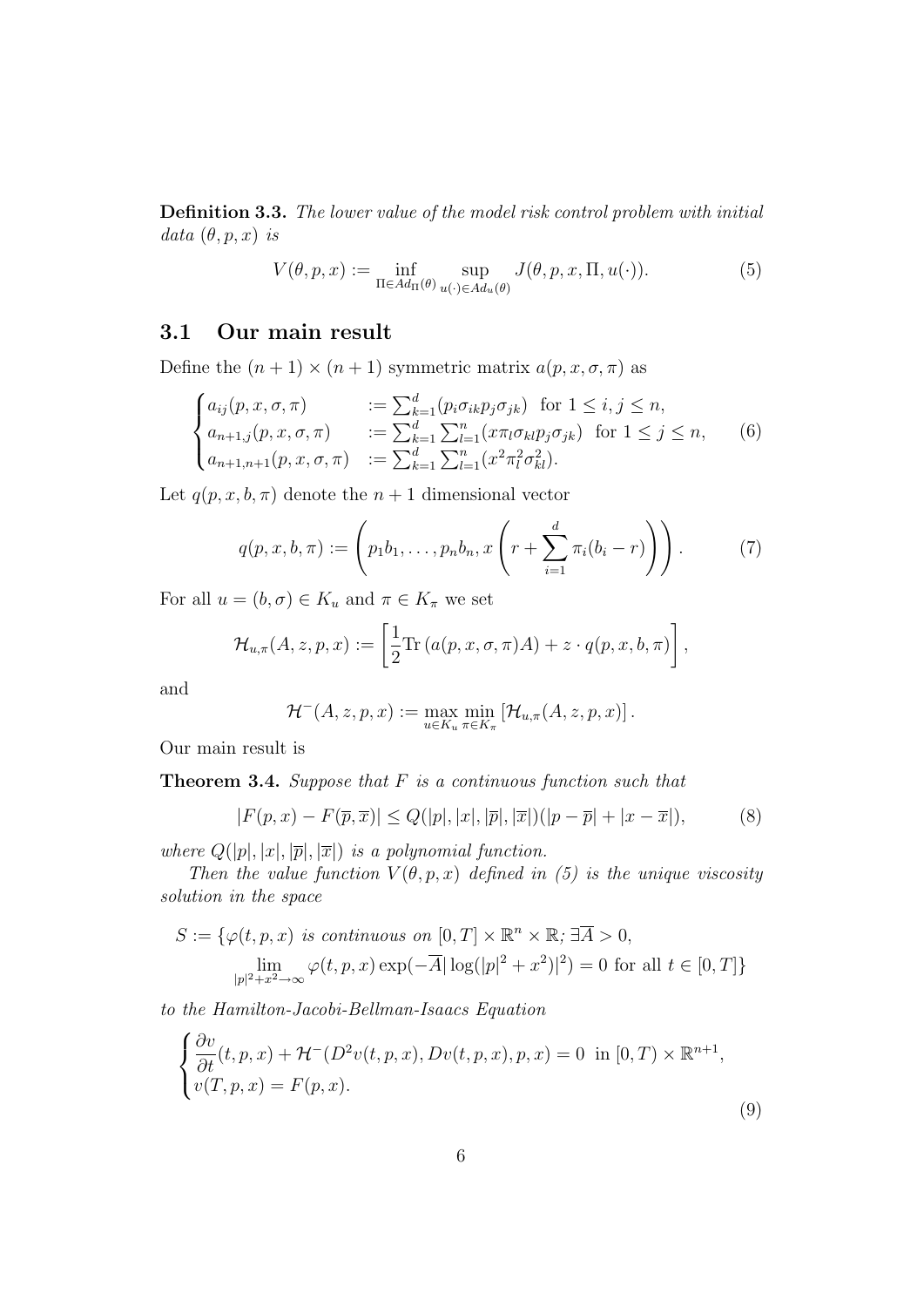**Definition 3.3.** *The lower value of the model risk control problem with initial data $(\theta, p, x)$ is*

$$V(\theta, p, x) := \inf_{\Pi \in Ad_\Pi(\theta)} \sup_{u(\cdot) \in Ad_u(\theta)} J(\theta, p, x, \Pi, u(\cdot)). \tag{5}$$

## 3.1 Our main result

Define the $(n+1) \times (n+1)$ symmetric matrix $a(p, x, \sigma, \pi)$ as

$$\begin{cases} a_{ij}(p, x, \sigma, \pi) & := \sum_{k=1}^{d} (p_i \sigma_{ik} p_j \sigma_{jk}) \text{ for } 1 \leq i, j \leq n, \\ a_{n+1,j}(p, x, \sigma, \pi) & := \sum_{k=1}^{d} \sum_{l=1}^{n} (x \pi_l \sigma_{kl} p_j \sigma_{jk}) \text{ for } 1 \leq j \leq n, \\ a_{n+1,n+1}(p, x, \sigma, \pi) & := \sum_{k=1}^{d} \sum_{l=1}^{n} (x^2 \pi_l^2 \sigma_{kl}^2). \end{cases} \tag{6}$$

Let $q(p, x, b, \pi)$ denote the $n+1$ dimensional vector

$$q(p, x, b, \pi) := \left( p_1 b_1, \ldots, p_n b_n, x \left( r + \sum_{i=1}^{d} \pi_i (b_i - r) \right) \right). \tag{7}$$

For all $u = (b, \sigma) \in K_u$ and $\pi \in K_\pi$ we set

$$\mathcal{H}_{u,\pi}(A, z, p, x) := \left[ \frac{1}{2} \mathrm{Tr}\left( a(p, x, \sigma, \pi) A \right) + z \cdot q(p, x, b, \pi) \right],$$

and

$$\mathcal{H}^{-}(A, z, p, x) := \max_{u \in K_u} \min_{\pi \in K_\pi} \left[ \mathcal{H}_{u,\pi}(A, z, p, x) \right].$$

Our main result is

**Theorem 3.4.** *Suppose that $F$ is a continuous function such that*

$$|F(p, x) - F(\overline{p}, \overline{x})| \leq Q(|p|, |x|, |\overline{p}|, |\overline{x}|)(|p - \overline{p}| + |x - \overline{x}|), \tag{8}$$

*where $Q(|p|, |x|, |\overline{p}|, |\overline{x}|)$ is a polynomial function.*

*Then the value function $V(\theta, p, x)$ defined in (5) is the unique viscosity solution in the space*

$$S := \{ \varphi(t, p, x) \text{ is continuous on } [0, T] \times \mathbb{R}^n \times \mathbb{R};\ \exists \overline{A} > 0, \lim_{|p|^2 + x^2 \to \infty} \varphi(t, p, x) \exp(-\overline{A} |\log(|p|^2 + x^2)|^2) = 0 \text{ for all } t \in [0, T] \}$$

*to the Hamilton-Jacobi-Bellman-Isaacs Equation*

$$\begin{cases} \dfrac{\partial v}{\partial t}(t, p, x) + \mathcal{H}^{-}(D^2 v(t, p, x), Dv(t, p, x), p, x) = 0 \text{ in } [0, T) \times \mathbb{R}^{n+1}, \\ v(T, p, x) = F(p, x). \end{cases} \tag{9}$$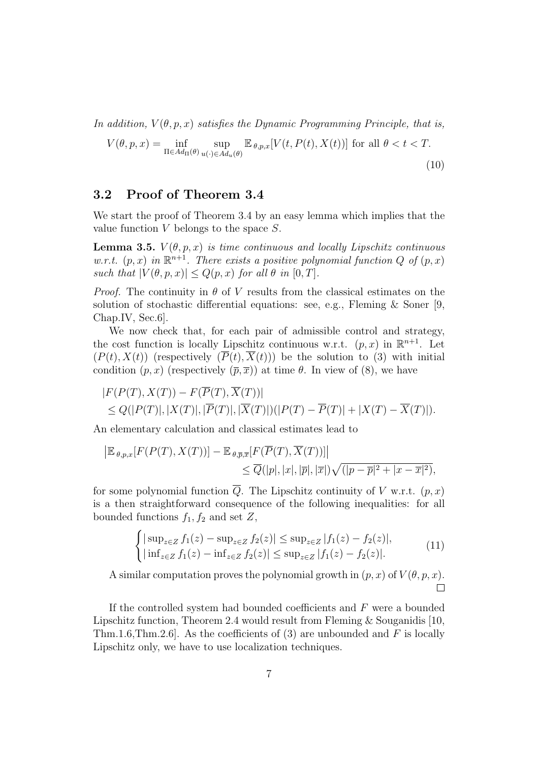*In addition, $V(\theta, p, x)$ satisfies the Dynamic Programming Principle, that is,*

$$V(\theta, p, x) = \inf_{\Pi \in Ad_\Pi(\theta)} \sup_{u(\cdot) \in Ad_u(\theta)} \mathbb{E}_{\theta,p,x}[V(t, P(t), X(t))] \text{ for all } \theta < t < T. \tag{10}$$

## 3.2 Proof of Theorem 3.4

We start the proof of Theorem 3.4 by an easy lemma which implies that the value function $V$ belongs to the space $S$.

**Lemma 3.5.** *$V(\theta, p, x)$ is time continuous and locally Lipschitz continuous w.r.t. $(p, x)$ in $\mathbb{R}^{n+1}$. There exists a positive polynomial function $Q$ of $(p, x)$ such that $|V(\theta, p, x)| \leq Q(p, x)$ for all $\theta$ in $[0, T]$.*

*Proof.* The continuity in $\theta$ of $V$ results from the classical estimates on the solution of stochastic differential equations: see, e.g., Fleming & Soner [9, Chap.IV, Sec.6].

We now check that, for each pair of admissible control and strategy, the cost function is locally Lipschitz continuous w.r.t. $(p, x)$ in $\mathbb{R}^{n+1}$. Let $(P(t), X(t))$ (respectively $(\overline{P}(t), \overline{X}(t))$) be the solution to (3) with initial condition $(p, x)$ (respectively $(\overline{p}, \overline{x})$) at time $\theta$. In view of (8), we have

$$\begin{aligned}
&|F(P(T), X(T)) - F(\overline{P}(T), \overline{X}(T))| \\
&\leq Q(|P(T)|, |X(T)|, |\overline{P}(T)|, |\overline{X}(T)|)(|P(T) - \overline{P}(T)| + |X(T) - \overline{X}(T)|).
\end{aligned}$$

An elementary calculation and classical estimates lead to

$$\begin{aligned}
&\left|\mathbb{E}_{\theta,p,x}[F(P(T), X(T))] - \mathbb{E}_{\theta,\overline{p},\overline{x}}[F(\overline{P}(T), \overline{X}(T))]\right| \\
&\qquad\qquad \leq \overline{Q}(|p|, |x|, |\overline{p}|, |\overline{x}|)\sqrt{(|p - \overline{p}|^2 + |x - \overline{x}|^2)},
\end{aligned}$$

for some polynomial function $\overline{Q}$. The Lipschitz continuity of $V$ w.r.t. $(p, x)$ is a then straightforward consequence of the following inequalities: for all bounded functions $f_1, f_2$ and set $Z$,

$$\begin{cases}
|\sup_{z\in Z} f_1(z) - \sup_{z\in Z} f_2(z)| \leq \sup_{z\in Z} |f_1(z) - f_2(z)|, \\
|\inf_{z\in Z} f_1(z) - \inf_{z\in Z} f_2(z)| \leq \sup_{z\in Z} |f_1(z) - f_2(z)|.
\end{cases} \tag{11}$$

A similar computation proves the polynomial growth in $(p, x)$ of $V(\theta, p, x)$. $\square$

If the controlled system had bounded coefficients and $F$ were a bounded Lipschitz function, Theorem 2.4 would result from Fleming & Souganidis [10, Thm.1.6,Thm.2.6]. As the coefficients of (3) are unbounded and $F$ is locally Lipschitz only, we have to use localization techniques.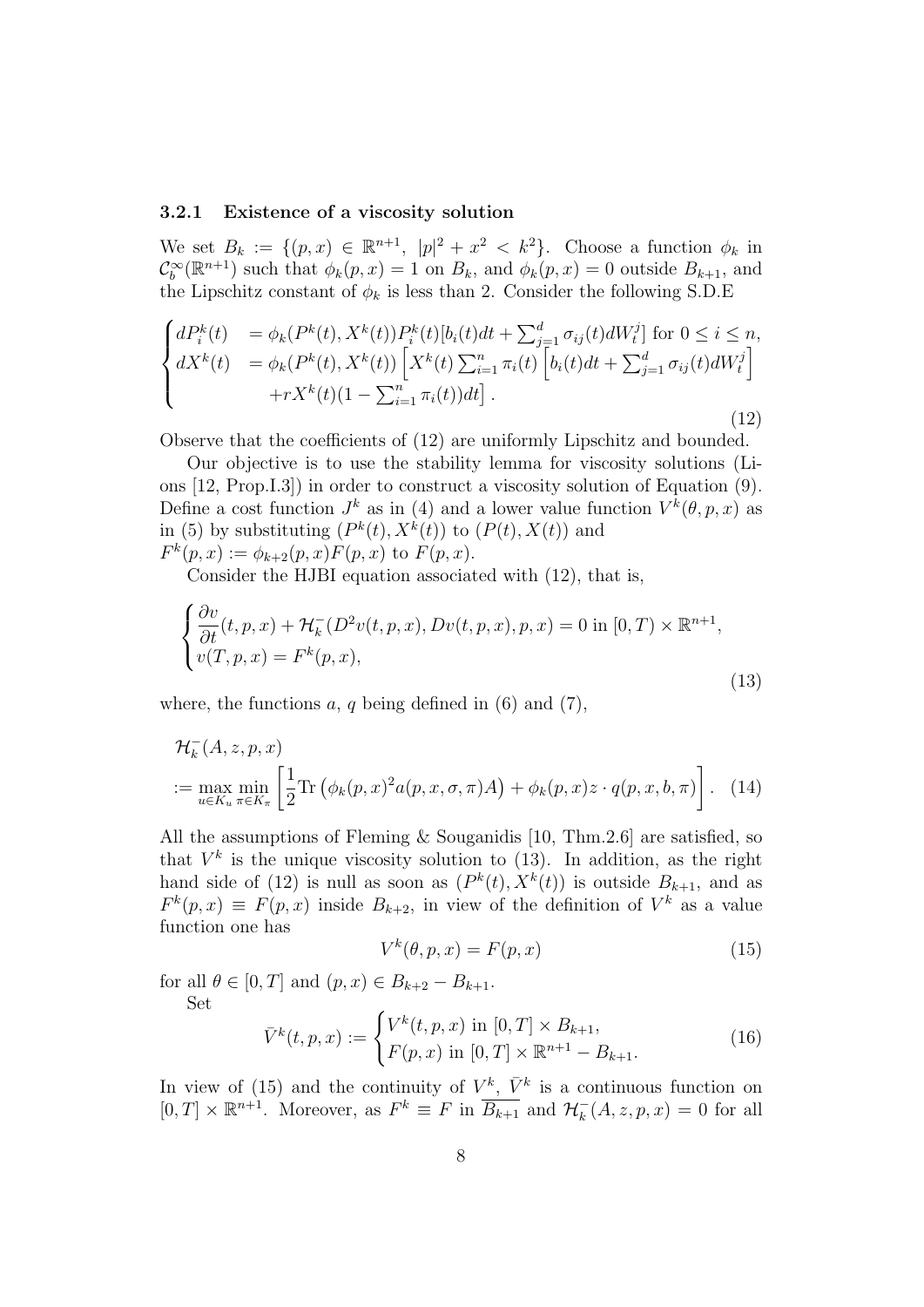### 3.2.1 Existence of a viscosity solution

We set $B_k := \{(p,x) \in \mathbb{R}^{n+1},\ |p|^2 + x^2 < k^2\}$. Choose a function $\phi_k$ in $\mathcal{C}_b^\infty(\mathbb{R}^{n+1})$ such that $\phi_k(p,x) = 1$ on $B_k$, and $\phi_k(p,x) = 0$ outside $B_{k+1}$, and the Lipschitz constant of $\phi_k$ is less than 2. Consider the following S.D.E

$$
\begin{cases}
dP_i^k(t) &= \phi_k(P^k(t), X^k(t)) P_i^k(t)[b_i(t)dt + \sum_{j=1}^d \sigma_{ij}(t) dW_t^j] \text{ for } 0 \leq i \leq n, \\
dX^k(t) &= \phi_k(P^k(t), X^k(t)) \Big[ X^k(t) \sum_{i=1}^n \pi_i(t) \Big[ b_i(t)dt + \sum_{j=1}^d \sigma_{ij}(t) dW_t^j \Big] \\
& \qquad + rX^k(t)(1 - \sum_{i=1}^n \pi_i(t)) dt \Big].
\end{cases}
\tag{12}
$$

Observe that the coefficients of (12) are uniformly Lipschitz and bounded.

Our objective is to use the stability lemma for viscosity solutions (Lions [12, Prop.I.3]) in order to construct a viscosity solution of Equation (9). Define a cost function $J^k$ as in (4) and a lower value function $V^k(\theta,p,x)$ as in (5) by substituting $(P^k(t), X^k(t))$ to $(P(t), X(t))$ and $F^k(p,x) := \phi_{k+2}(p,x) F(p,x)$ to $F(p,x)$.

Consider the HJBI equation associated with (12), that is,

$$
\begin{cases}
\dfrac{\partial v}{\partial t}(t,p,x) + \mathcal{H}_k^-(D^2 v(t,p,x), Dv(t,p,x), p, x) = 0 \text{ in } [0,T) \times \mathbb{R}^{n+1}, \\
v(T,p,x) = F^k(p,x),
\end{cases}
\tag{13}
$$

where, the functions $a$, $q$ being defined in (6) and (7),

$$
\begin{aligned}
&\mathcal{H}_k^-(A,z,p,x) \\
&:= \max_{u \in K_u} \min_{\pi \in K_\pi} \left[ \frac{1}{2} \mathrm{Tr}\left( \phi_k(p,x)^2 a(p,x,\sigma,\pi) A \right) + \phi_k(p,x) z \cdot q(p,x,b,\pi) \right].
\end{aligned}
\tag{14}
$$

All the assumptions of Fleming & Souganidis [10, Thm.2.6] are satisfied, so that $V^k$ is the unique viscosity solution to (13). In addition, as the right hand side of (12) is null as soon as $(P^k(t), X^k(t))$ is outside $B_{k+1}$, and as $F^k(p,x) \equiv F(p,x)$ inside $B_{k+2}$, in view of the definition of $V^k$ as a value function one has

$$
V^k(\theta,p,x) = F(p,x) \tag{15}
$$

for all $\theta \in [0,T]$ and $(p,x) \in B_{k+2} - B_{k+1}$.

Set

$$
\bar{V}^k(t,p,x) := \begin{cases}
V^k(t,p,x) \text{ in } [0,T] \times B_{k+1}, \\
F(p,x) \text{ in } [0,T] \times \mathbb{R}^{n+1} - B_{k+1}.
\end{cases}
\tag{16}
$$

In view of (15) and the continuity of $V^k$, $\bar{V}^k$ is a continuous function on $[0,T] \times \mathbb{R}^{n+1}$. Moreover, as $F^k \equiv F$ in $\overline{B_{k+1}}$ and $\mathcal{H}_k^-(A,z,p,x) = 0$ for all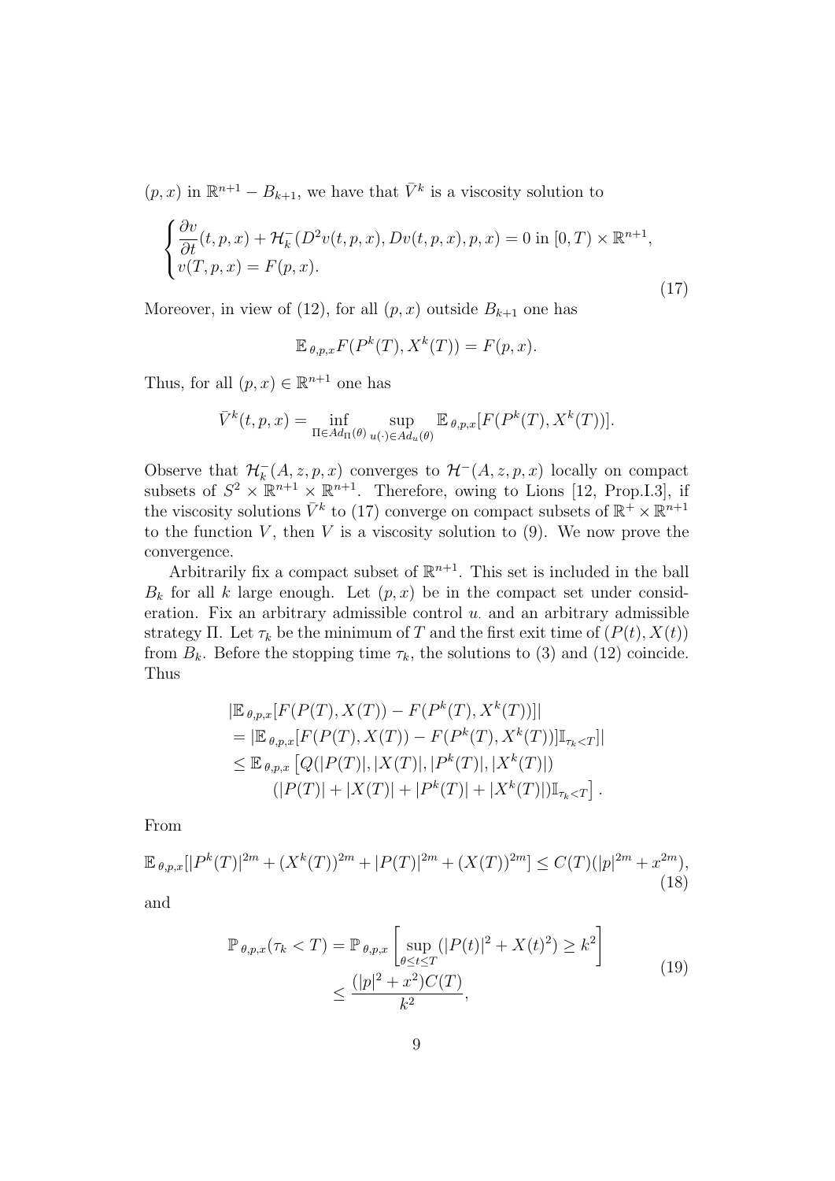$(p,x)$ in $\mathbb{R}^{n+1} - B_{k+1}$, we have that $\bar{V}^k$ is a viscosity solution to

$$\begin{cases} \dfrac{\partial v}{\partial t}(t,p,x) + \mathcal{H}_k^-(D^2 v(t,p,x), Dv(t,p,x), p, x) = 0 \text{ in } [0,T) \times \mathbb{R}^{n+1}, \\ v(T,p,x) = F(p,x). \end{cases} \tag{17}$$

Moreover, in view of (12), for all $(p,x)$ outside $B_{k+1}$ one has

$$\mathbb{E}_{\theta,p,x} F(P^k(T), X^k(T)) = F(p,x).$$

Thus, for all $(p,x) \in \mathbb{R}^{n+1}$ one has

$$\bar{V}^k(t,p,x) = \inf_{\Pi \in Ad_\Pi(\theta)} \sup_{u(\cdot) \in Ad_u(\theta)} \mathbb{E}_{\theta,p,x}[F(P^k(T), X^k(T))].$$

Observe that $\mathcal{H}_k^-(A,z,p,x)$ converges to $\mathcal{H}^-(A,z,p,x)$ locally on compact subsets of $S^2 \times \mathbb{R}^{n+1} \times \mathbb{R}^{n+1}$. Therefore, owing to Lions [12, Prop.I.3], if the viscosity solutions $\bar{V}^k$ to (17) converge on compact subsets of $\mathbb{R}^+ \times \mathbb{R}^{n+1}$ to the function $V$, then $V$ is a viscosity solution to (9). We now prove the convergence.

Arbitrarily fix a compact subset of $\mathbb{R}^{n+1}$. This set is included in the ball $B_k$ for all $k$ large enough. Let $(p,x)$ be in the compact set under consideration. Fix an arbitrary admissible control $u_\cdot$ and an arbitrary admissible strategy $\Pi$. Let $\tau_k$ be the minimum of $T$ and the first exit time of $(P(t), X(t))$ from $B_k$. Before the stopping time $\tau_k$, the solutions to (3) and (12) coincide. Thus

$$\begin{aligned}
&|\mathbb{E}_{\theta,p,x}[F(P(T), X(T)) - F(P^k(T), X^k(T))]| \\
&= |\mathbb{E}_{\theta,p,x}[F(P(T), X(T)) - F(P^k(T), X^k(T))]\mathbb{I}_{\tau_k < T}]| \\
&\leq \mathbb{E}_{\theta,p,x}\big[Q(|P(T)|, |X(T)|, |P^k(T)|, |X^k(T)|) \\
&\qquad (|P(T)| + |X(T)| + |P^k(T)| + |X^k(T)|)\mathbb{I}_{\tau_k < T}\big].
\end{aligned}$$

From

$$\mathbb{E}_{\theta,p,x}[|P^k(T)|^{2m} + (X^k(T))^{2m} + |P(T)|^{2m} + (X(T))^{2m}] \leq C(T)(|p|^{2m} + x^{2m}), \tag{18}$$

and

$$\begin{aligned}
\mathbb{P}_{\theta,p,x}(\tau_k < T) &= \mathbb{P}_{\theta,p,x}\left[\sup_{\theta \leq t \leq T}(|P(t)|^2 + X(t)^2) \geq k^2\right] \\
&\leq \frac{(|p|^2 + x^2)C(T)}{k^2},
\end{aligned} \tag{19}$$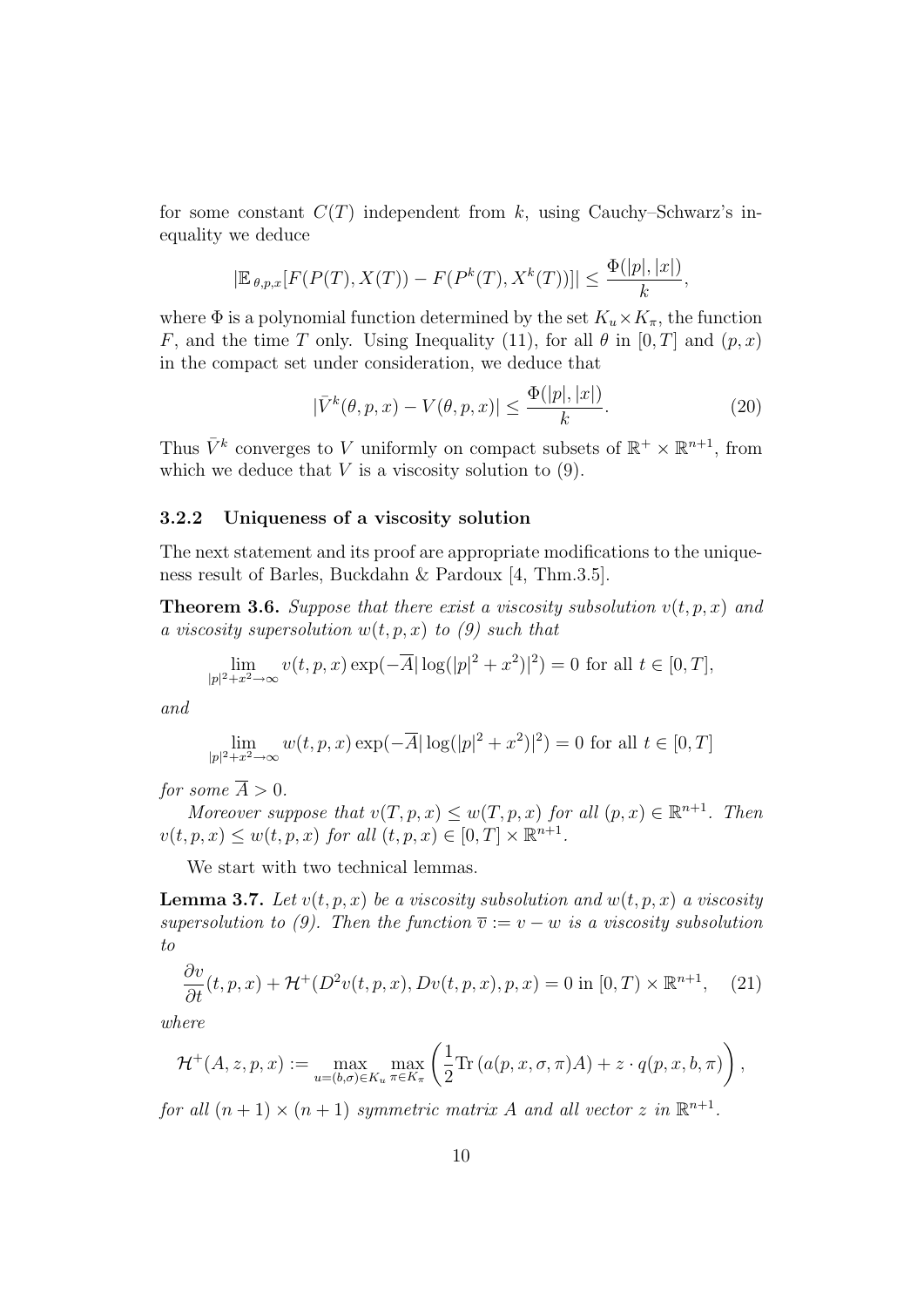for some constant $C(T)$ independent from $k$, using Cauchy–Schwarz's inequality we deduce

$$|\mathbb{E}_{\theta,p,x}[F(P(T),X(T)) - F(P^k(T),X^k(T))]| \leq \frac{\Phi(|p|,|x|)}{k},$$

where $\Phi$ is a polynomial function determined by the set $K_u \times K_\pi$, the function $F$, and the time $T$ only. Using Inequality (11), for all $\theta$ in $[0,T]$ and $(p,x)$ in the compact set under consideration, we deduce that

$$|\bar{V}^k(\theta,p,x) - V(\theta,p,x)| \leq \frac{\Phi(|p|,|x|)}{k}. \tag{20}$$

Thus $\bar{V}^k$ converges to $V$ uniformly on compact subsets of $\mathbb{R}^+ \times \mathbb{R}^{n+1}$, from which we deduce that $V$ is a viscosity solution to (9).

### 3.2.2 Uniqueness of a viscosity solution

The next statement and its proof are appropriate modifications to the uniqueness result of Barles, Buckdahn & Pardoux [4, Thm.3.5].

**Theorem 3.6.** *Suppose that there exist a viscosity subsolution $v(t,p,x)$ and a viscosity supersolution $w(t,p,x)$ to (9) such that*

$$\lim_{|p|^2+x^2\to\infty} v(t,p,x)\exp(-\overline{A}|\log(|p|^2+x^2)|^2) = 0 \text{ for all } t \in [0,T],$$

*and*

$$\lim_{|p|^2+x^2\to\infty} w(t,p,x)\exp(-\overline{A}|\log(|p|^2+x^2)|^2) = 0 \text{ for all } t \in [0,T]$$

*for some $\overline{A} > 0$.*

*Moreover suppose that $v(T,p,x) \leq w(T,p,x)$ for all $(p,x) \in \mathbb{R}^{n+1}$. Then $v(t,p,x) \leq w(t,p,x)$ for all $(t,p,x) \in [0,T] \times \mathbb{R}^{n+1}$.*

We start with two technical lemmas.

**Lemma 3.7.** *Let $v(t,p,x)$ be a viscosity subsolution and $w(t,p,x)$ a viscosity supersolution to (9). Then the function $\overline{v} := v - w$ is a viscosity subsolution to*

$$\frac{\partial v}{\partial t}(t,p,x) + \mathcal{H}^+(D^2v(t,p,x), Dv(t,p,x), p, x) = 0 \text{ in } [0,T) \times \mathbb{R}^{n+1}, \tag{21}$$

*where*

$$\mathcal{H}^+(A,z,p,x) := \max_{u=(b,\sigma)\in K_u} \max_{\pi\in K_\pi} \left( \frac{1}{2}\mathrm{Tr}\left(a(p,x,\sigma,\pi)A\right) + z \cdot q(p,x,b,\pi) \right),$$

*for all $(n+1)\times(n+1)$ symmetric matrix $A$ and all vector $z$ in $\mathbb{R}^{n+1}$.*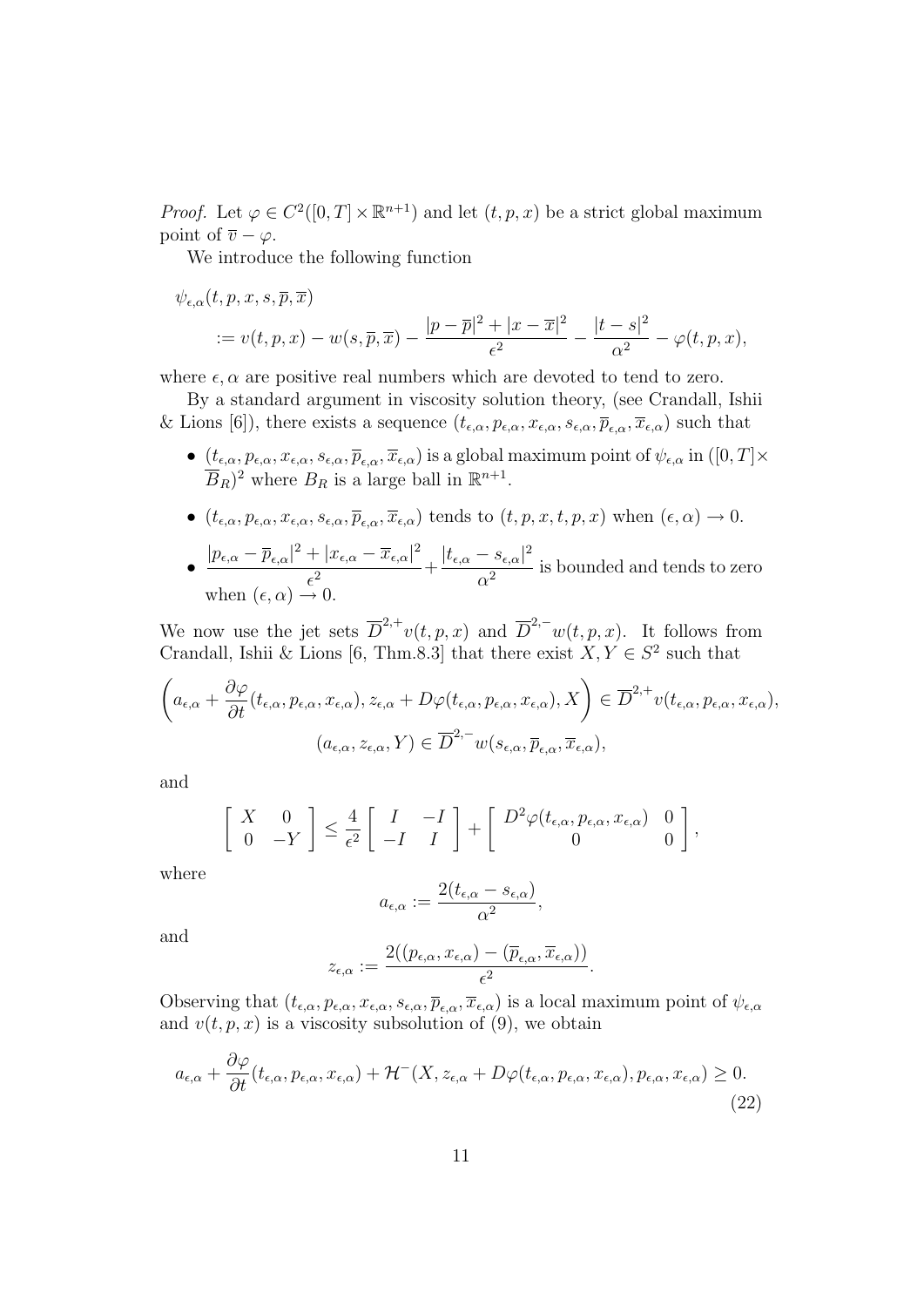*Proof.* Let $\varphi \in C^2([0,T] \times \mathbb{R}^{n+1})$ and let $(t,p,x)$ be a strict global maximum point of $\overline{v} - \varphi$.

We introduce the following function

$$
\begin{aligned}
&\psi_{\epsilon,\alpha}(t,p,x,s,\overline{p},\overline{x}) \\
&\quad := v(t,p,x) - w(s,\overline{p},\overline{x}) - \frac{|p-\overline{p}|^2 + |x-\overline{x}|^2}{\epsilon^2} - \frac{|t-s|^2}{\alpha^2} - \varphi(t,p,x),
\end{aligned}
$$

where $\epsilon, \alpha$ are positive real numbers which are devoted to tend to zero.

By a standard argument in viscosity solution theory, (see Crandall, Ishii & Lions [6]), there exists a sequence $(t_{\epsilon,\alpha}, p_{\epsilon,\alpha}, x_{\epsilon,\alpha}, s_{\epsilon,\alpha}, \overline{p}_{\epsilon,\alpha}, \overline{x}_{\epsilon,\alpha})$ such that

- $(t_{\epsilon,\alpha}, p_{\epsilon,\alpha}, x_{\epsilon,\alpha}, s_{\epsilon,\alpha}, \overline{p}_{\epsilon,\alpha}, \overline{x}_{\epsilon,\alpha})$ is a global maximum point of $\psi_{\epsilon,\alpha}$ in $([0,T] \times \overline{B}_R)^2$ where $B_R$ is a large ball in $\mathbb{R}^{n+1}$.
- $(t_{\epsilon,\alpha}, p_{\epsilon,\alpha}, x_{\epsilon,\alpha}, s_{\epsilon,\alpha}, \overline{p}_{\epsilon,\alpha}, \overline{x}_{\epsilon,\alpha})$ tends to $(t,p,x,t,p,x)$ when $(\epsilon,\alpha) \to 0$.
- $\dfrac{|p_{\epsilon,\alpha} - \overline{p}_{\epsilon,\alpha}|^2 + |x_{\epsilon,\alpha} - \overline{x}_{\epsilon,\alpha}|^2}{\epsilon^2} + \dfrac{|t_{\epsilon,\alpha} - s_{\epsilon,\alpha}|^2}{\alpha^2}$ is bounded and tends to zero when $(\epsilon,\alpha) \to 0$.

We now use the jet sets $\overline{D}^{2,+}v(t,p,x)$ and $\overline{D}^{2,-}w(t,p,x)$. It follows from Crandall, Ishii & Lions [6, Thm.8.3] that there exist $X, Y \in S^2$ such that

$$
\left( a_{\epsilon,\alpha} + \frac{\partial \varphi}{\partial t}(t_{\epsilon,\alpha}, p_{\epsilon,\alpha}, x_{\epsilon,\alpha}), z_{\epsilon,\alpha} + D\varphi(t_{\epsilon,\alpha}, p_{\epsilon,\alpha}, x_{\epsilon,\alpha}), X \right) \in \overline{D}^{2,+}v(t_{\epsilon,\alpha}, p_{\epsilon,\alpha}, x_{\epsilon,\alpha}),
$$

$$
(a_{\epsilon,\alpha}, z_{\epsilon,\alpha}, Y) \in \overline{D}^{2,-}w(s_{\epsilon,\alpha}, \overline{p}_{\epsilon,\alpha}, \overline{x}_{\epsilon,\alpha}),
$$

and

$$
\begin{bmatrix} X & 0 \\ 0 & -Y \end{bmatrix} \leq \frac{4}{\epsilon^2} \begin{bmatrix} I & -I \\ -I & I \end{bmatrix} + \begin{bmatrix} D^2\varphi(t_{\epsilon,\alpha}, p_{\epsilon,\alpha}, x_{\epsilon,\alpha}) & 0 \\ 0 & 0 \end{bmatrix},
$$

where

$$
a_{\epsilon,\alpha} := \frac{2(t_{\epsilon,\alpha} - s_{\epsilon,\alpha})}{\alpha^2},
$$

and

$$
z_{\epsilon,\alpha} := \frac{2((p_{\epsilon,\alpha}, x_{\epsilon,\alpha}) - (\overline{p}_{\epsilon,\alpha}, \overline{x}_{\epsilon,\alpha}))}{\epsilon^2}.
$$

Observing that $(t_{\epsilon,\alpha}, p_{\epsilon,\alpha}, x_{\epsilon,\alpha}, s_{\epsilon,\alpha}, \overline{p}_{\epsilon,\alpha}, \overline{x}_{\epsilon,\alpha})$ is a local maximum point of $\psi_{\epsilon,\alpha}$ and $v(t,p,x)$ is a viscosity subsolution of (9), we obtain

$$
a_{\epsilon,\alpha} + \frac{\partial \varphi}{\partial t}(t_{\epsilon,\alpha}, p_{\epsilon,\alpha}, x_{\epsilon,\alpha}) + \mathcal{H}^-(X, z_{\epsilon,\alpha} + D\varphi(t_{\epsilon,\alpha}, p_{\epsilon,\alpha}, x_{\epsilon,\alpha}), p_{\epsilon,\alpha}, x_{\epsilon,\alpha}) \geq 0. \tag{22}
$$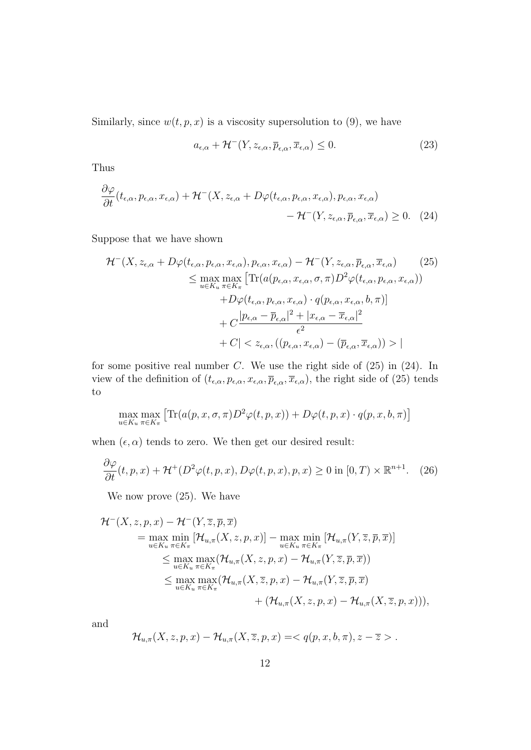Similarly, since $w(t,p,x)$ is a viscosity supersolution to (9), we have

$$a_{\epsilon,\alpha} + \mathcal{H}^{-}(Y, z_{\epsilon,\alpha}, \overline{p}_{\epsilon,\alpha}, \overline{x}_{\epsilon,\alpha}) \leq 0. \tag{23}$$

Thus

$$\frac{\partial \varphi}{\partial t}(t_{\epsilon,\alpha}, p_{\epsilon,\alpha}, x_{\epsilon,\alpha}) + \mathcal{H}^{-}(X, z_{\epsilon,\alpha} + D\varphi(t_{\epsilon,\alpha}, p_{\epsilon,\alpha}, x_{\epsilon,\alpha}), p_{\epsilon,\alpha}, x_{\epsilon,\alpha}) - \mathcal{H}^{-}(Y, z_{\epsilon,\alpha}, \overline{p}_{\epsilon,\alpha}, \overline{x}_{\epsilon,\alpha}) \geq 0. \tag{24}$$

Suppose that we have shown

$$\begin{aligned}
\mathcal{H}^{-}(X, z_{\epsilon,\alpha} + D\varphi(t_{\epsilon,\alpha}, p_{\epsilon,\alpha}, x_{\epsilon,\alpha}), p_{\epsilon,\alpha}, x_{\epsilon,\alpha}) - \mathcal{H}^{-}(Y, z_{\epsilon,\alpha}, \overline{p}_{\epsilon,\alpha}, \overline{x}_{\epsilon,\alpha}) \\
\leq \max_{u\in K_u}\max_{\pi\in K_\pi}\big[\mathrm{Tr}(a(p_{\epsilon,\alpha}, x_{\epsilon,\alpha}, \sigma, \pi) D^2\varphi(t_{\epsilon,\alpha}, p_{\epsilon,\alpha}, x_{\epsilon,\alpha})) \\
+ D\varphi(t_{\epsilon,\alpha}, p_{\epsilon,\alpha}, x_{\epsilon,\alpha}) \cdot q(p_{\epsilon,\alpha}, x_{\epsilon,\alpha}, b, \pi)\big] \\
+ C\frac{|p_{\epsilon,\alpha} - \overline{p}_{\epsilon,\alpha}|^2 + |x_{\epsilon,\alpha} - \overline{x}_{\epsilon,\alpha}|^2}{\epsilon^2} \\
+ C| < z_{\epsilon,\alpha}, ((p_{\epsilon,\alpha}, x_{\epsilon,\alpha}) - (\overline{p}_{\epsilon,\alpha}, \overline{x}_{\epsilon,\alpha})) > |
\end{aligned} \tag{25}$$

for some positive real number $C$. We use the right side of (25) in (24). In view of the definition of $(t_{\epsilon,\alpha}, p_{\epsilon,\alpha}, x_{\epsilon,\alpha}, \overline{p}_{\epsilon,\alpha}, \overline{x}_{\epsilon,\alpha})$, the right side of (25) tends to

$$\max_{u\in K_u}\max_{\pi\in K_\pi}\big[\mathrm{Tr}(a(p,x,\sigma,\pi)D^2\varphi(t,p,x)) + D\varphi(t,p,x)\cdot q(p,x,b,\pi)\big]$$

when $(\epsilon, \alpha)$ tends to zero. We then get our desired result:

$$\frac{\partial \varphi}{\partial t}(t,p,x) + \mathcal{H}^{+}(D^2\varphi(t,p,x), D\varphi(t,p,x), p, x) \geq 0 \text{ in } [0,T) \times \mathbb{R}^{n+1}. \tag{26}$$

We now prove (25). We have

$$\begin{aligned}
&\mathcal{H}^{-}(X,z,p,x) - \mathcal{H}^{-}(Y,\overline{z},\overline{p},\overline{x}) \\
&\quad = \max_{u\in K_u}\min_{\pi\in K_\pi}[\mathcal{H}_{u,\pi}(X,z,p,x)] - \max_{u\in K_u}\min_{\pi\in K_\pi}[\mathcal{H}_{u,\pi}(Y,\overline{z},\overline{p},\overline{x})] \\
&\quad \leq \max_{u\in K_u}\max_{\pi\in K_\pi}(\mathcal{H}_{u,\pi}(X,z,p,x) - \mathcal{H}_{u,\pi}(Y,\overline{z},\overline{p},\overline{x})) \\
&\quad \leq \max_{u\in K_u}\max_{\pi\in K_\pi}(\mathcal{H}_{u,\pi}(X,\overline{z},p,x) - \mathcal{H}_{u,\pi}(Y,\overline{z},\overline{p},\overline{x}) \\
&\qquad\qquad + (\mathcal{H}_{u,\pi}(X,z,p,x) - \mathcal{H}_{u,\pi}(X,\overline{z},p,x))),
\end{aligned}$$

and

$$\mathcal{H}_{u,\pi}(X,z,p,x) - \mathcal{H}_{u,\pi}(X,\overline{z},p,x) = < q(p,x,b,\pi), z - \overline{z} > .$$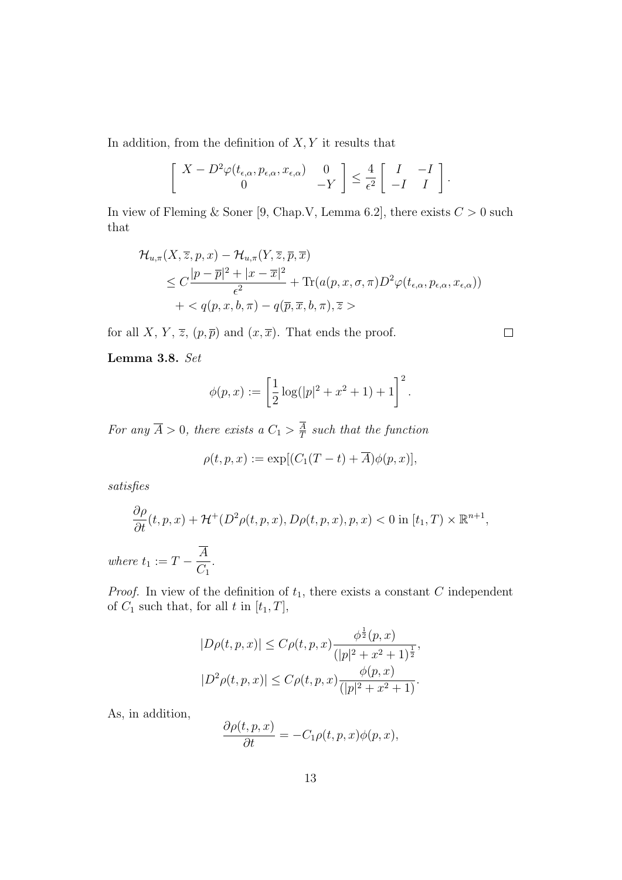In addition, from the definition of $X, Y$ it results that

$$
\left[\begin{array}{cc} X - D^2\varphi(t_{\epsilon,\alpha}, p_{\epsilon,\alpha}, x_{\epsilon,\alpha}) & 0 \\ 0 & -Y \end{array}\right] \leq \frac{4}{\epsilon^2}\left[\begin{array}{cc} I & -I \\ -I & I \end{array}\right].
$$

In view of Fleming & Soner [9, Chap.V, Lemma 6.2], there exists $C > 0$ such that

$$
\begin{aligned}
&\mathcal{H}_{u,\pi}(X, \overline{z}, p, x) - \mathcal{H}_{u,\pi}(Y, \overline{z}, \overline{p}, \overline{x}) \\
&\quad \leq C\frac{|p - \overline{p}|^2 + |x - \overline{x}|^2}{\epsilon^2} + \mathrm{Tr}(a(p, x, \sigma, \pi)D^2\varphi(t_{\epsilon,\alpha}, p_{\epsilon,\alpha}, x_{\epsilon,\alpha})) \\
&\quad\quad + < q(p, x, b, \pi) - q(\overline{p}, \overline{x}, b, \pi), \overline{z} >
\end{aligned}
$$

for all $X$, $Y$, $\overline{z}$, $(p, \overline{p})$ and $(x, \overline{x})$. That ends the proof. $\square$

**Lemma 3.8.** *Set*

$$
\phi(p, x) := \left[\frac{1}{2}\log(|p|^2 + x^2 + 1) + 1\right]^2.
$$

*For any $\overline{A} > 0$, there exists a $C_1 > \frac{\overline{A}}{T}$ such that the function*

$$
\rho(t, p, x) := \exp[(C_1(T - t) + \overline{A})\phi(p, x)],
$$

*satisfies*

$$
\frac{\partial \rho}{\partial t}(t, p, x) + \mathcal{H}^+(D^2\rho(t, p, x), D\rho(t, p, x), p, x) < 0 \text{ in } [t_1, T) \times \mathbb{R}^{n+1},
$$

*where $t_1 := T - \dfrac{\overline{A}}{C_1}$.*

*Proof.* In view of the definition of $t_1$, there exists a constant $C$ independent of $C_1$ such that, for all $t$ in $[t_1, T]$,

$$
\begin{aligned}
|D\rho(t, p, x)| &\leq C\rho(t, p, x)\frac{\phi^{\frac{1}{2}}(p, x)}{(|p|^2 + x^2 + 1)^{\frac{1}{2}}}, \\
|D^2\rho(t, p, x)| &\leq C\rho(t, p, x)\frac{\phi(p, x)}{(|p|^2 + x^2 + 1)}.
\end{aligned}
$$

As, in addition,

$$
\frac{\partial \rho(t, p, x)}{\partial t} = -C_1\rho(t, p, x)\phi(p, x),
$$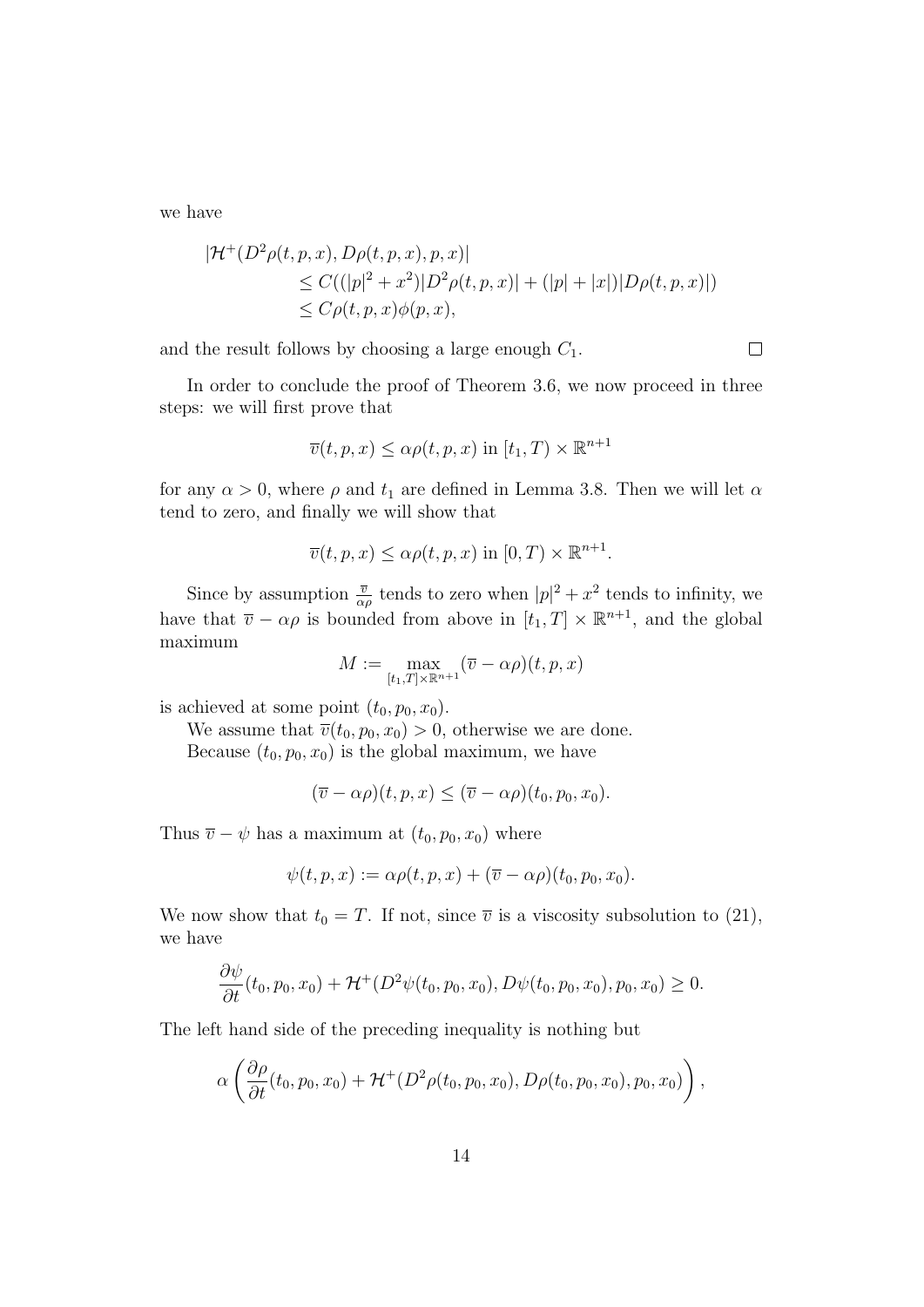we have

$$
\begin{aligned}
&|\mathcal{H}^+(D^2\rho(t,p,x), D\rho(t,p,x), p, x)| \\
&\qquad \leq C((|p|^2 + x^2)|D^2\rho(t,p,x)| + (|p| + |x|)|D\rho(t,p,x)|) \\
&\qquad \leq C\rho(t,p,x)\phi(p,x),
\end{aligned}
$$

and the result follows by choosing a large enough $C_1$. $\square$

In order to conclude the proof of Theorem 3.6, we now proceed in three steps: we will first prove that

$$
\overline{v}(t,p,x) \leq \alpha\rho(t,p,x) \text{ in } [t_1, T) \times \mathbb{R}^{n+1}
$$

for any $\alpha > 0$, where $\rho$ and $t_1$ are defined in Lemma 3.8. Then we will let $\alpha$ tend to zero, and finally we will show that

$$
\overline{v}(t,p,x) \leq \alpha\rho(t,p,x) \text{ in } [0, T) \times \mathbb{R}^{n+1}.
$$

Since by assumption $\frac{\overline{v}}{\alpha\rho}$ tends to zero when $|p|^2 + x^2$ tends to infinity, we have that $\overline{v} - \alpha\rho$ is bounded from above in $[t_1, T] \times \mathbb{R}^{n+1}$, and the global maximum

$$
M := \max_{[t_1,T]\times\mathbb{R}^{n+1}} (\overline{v} - \alpha\rho)(t,p,x)
$$

is achieved at some point $(t_0, p_0, x_0)$.

We assume that $\overline{v}(t_0, p_0, x_0) > 0$, otherwise we are done.

Because $(t_0, p_0, x_0)$ is the global maximum, we have

$$
(\overline{v} - \alpha\rho)(t,p,x) \leq (\overline{v} - \alpha\rho)(t_0, p_0, x_0).
$$

Thus $\overline{v} - \psi$ has a maximum at $(t_0, p_0, x_0)$ where

$$
\psi(t,p,x) := \alpha\rho(t,p,x) + (\overline{v} - \alpha\rho)(t_0, p_0, x_0).
$$

We now show that $t_0 = T$. If not, since $\overline{v}$ is a viscosity subsolution to (21), we have

$$
\frac{\partial\psi}{\partial t}(t_0, p_0, x_0) + \mathcal{H}^+(D^2\psi(t_0, p_0, x_0), D\psi(t_0, p_0, x_0), p_0, x_0) \geq 0.
$$

The left hand side of the preceding inequality is nothing but

$$
\alpha\left(\frac{\partial\rho}{\partial t}(t_0, p_0, x_0) + \mathcal{H}^+(D^2\rho(t_0, p_0, x_0), D\rho(t_0, p_0, x_0), p_0, x_0)\right),
$$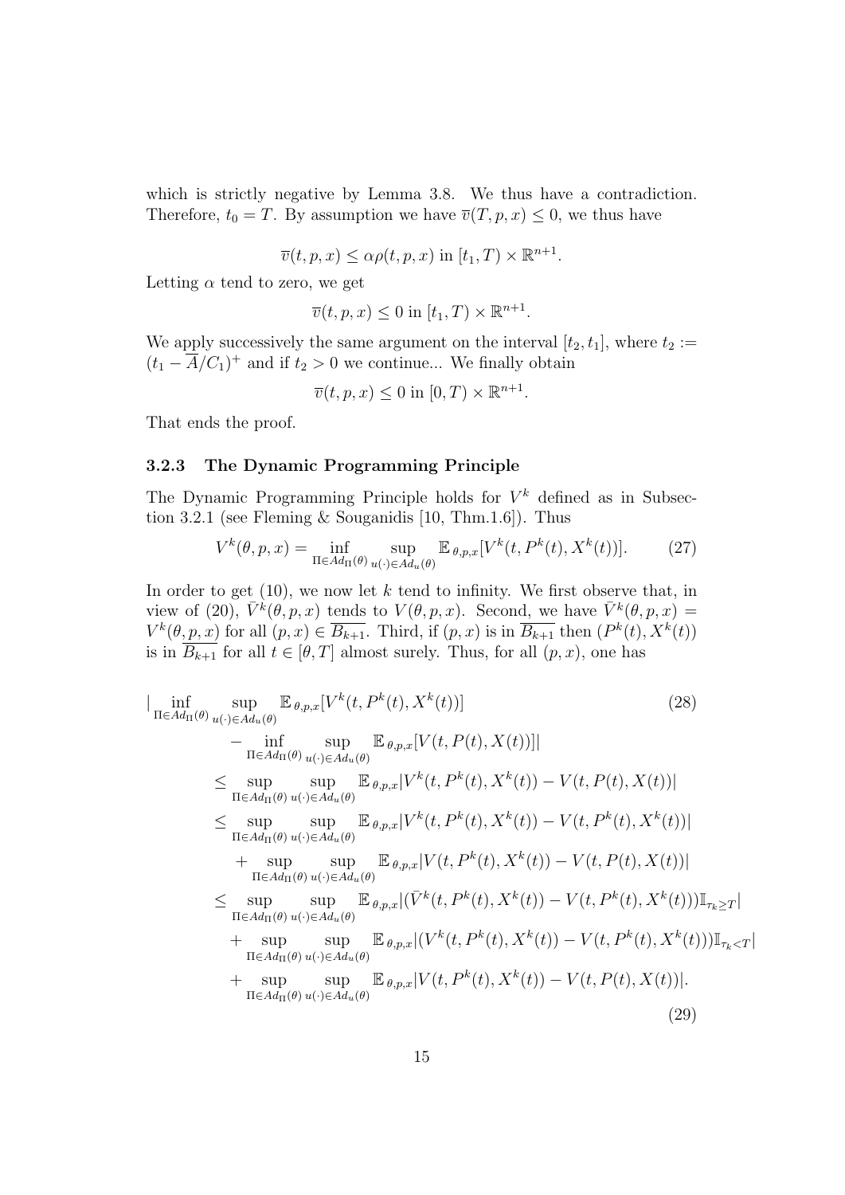which is strictly negative by Lemma 3.8. We thus have a contradiction. Therefore, $t_0 = T$. By assumption we have $\overline{v}(T, p, x) \leq 0$, we thus have

$$\overline{v}(t, p, x) \leq \alpha\rho(t, p, x) \text{ in } [t_1, T) \times \mathbb{R}^{n+1}.$$

Letting $\alpha$ tend to zero, we get

$$\overline{v}(t, p, x) \leq 0 \text{ in } [t_1, T) \times \mathbb{R}^{n+1}.$$

We apply successively the same argument on the interval $[t_2, t_1]$, where $t_2 := (t_1 - \overline{A}/C_1)^+$ and if $t_2 > 0$ we continue... We finally obtain

$$\overline{v}(t, p, x) \leq 0 \text{ in } [0, T) \times \mathbb{R}^{n+1}.$$

That ends the proof.

### 3.2.3 The Dynamic Programming Principle

The Dynamic Programming Principle holds for $V^k$ defined as in Subsection 3.2.1 (see Fleming & Souganidis [10, Thm.1.6]). Thus

$$V^k(\theta, p, x) = \inf_{\Pi \in Ad_\Pi(\theta)} \sup_{u(\cdot) \in Ad_u(\theta)} \mathbb{E}_{\theta,p,x}[V^k(t, P^k(t), X^k(t))]. \tag{27}$$

In order to get (10), we now let $k$ tend to infinity. We first observe that, in view of (20), $\bar{V}^k(\theta, p, x)$ tends to $V(\theta, p, x)$. Second, we have $\bar{V}^k(\theta, p, x) = V^k(\theta, p, x)$ for all $(p, x) \in \overline{B_{k+1}}$. Third, if $(p, x)$ is in $\overline{B_{k+1}}$ then $(P^k(t), X^k(t))$ is in $\overline{B_{k+1}}$ for all $t \in [\theta, T]$ almost surely. Thus, for all $(p, x)$, one has

$$\begin{aligned}
&\Big| \inf_{\Pi \in Ad_\Pi(\theta)} \sup_{u(\cdot) \in Ad_u(\theta)} \mathbb{E}_{\theta,p,x}[V^k(t, P^k(t), X^k(t))] \qquad\qquad (28)\\
&\qquad - \inf_{\Pi \in Ad_\Pi(\theta)} \sup_{u(\cdot) \in Ad_u(\theta)} \mathbb{E}_{\theta,p,x}[V(t, P(t), X(t))]\Big| \\
&\leq \sup_{\Pi \in Ad_\Pi(\theta)} \sup_{u(\cdot) \in Ad_u(\theta)} \mathbb{E}_{\theta,p,x}|V^k(t, P^k(t), X^k(t)) - V(t, P(t), X(t))| \\
&\leq \sup_{\Pi \in Ad_\Pi(\theta)} \sup_{u(\cdot) \in Ad_u(\theta)} \mathbb{E}_{\theta,p,x}|V^k(t, P^k(t), X^k(t)) - V(t, P^k(t), X^k(t))| \\
&\quad + \sup_{\Pi \in Ad_\Pi(\theta)} \sup_{u(\cdot) \in Ad_u(\theta)} \mathbb{E}_{\theta,p,x}|V(t, P^k(t), X^k(t)) - V(t, P(t), X(t))| \\
&\leq \sup_{\Pi \in Ad_\Pi(\theta)} \sup_{u(\cdot) \in Ad_u(\theta)} \mathbb{E}_{\theta,p,x}|(\bar{V}^k(t, P^k(t), X^k(t)) - V(t, P^k(t), X^k(t)))\mathbb{I}_{\tau_k \geq T}| \\
&\quad + \sup_{\Pi \in Ad_\Pi(\theta)} \sup_{u(\cdot) \in Ad_u(\theta)} \mathbb{E}_{\theta,p,x}|(V^k(t, P^k(t), X^k(t)) - V(t, P^k(t), X^k(t)))\mathbb{I}_{\tau_k < T}| \\
&\quad + \sup_{\Pi \in Ad_\Pi(\theta)} \sup_{u(\cdot) \in Ad_u(\theta)} \mathbb{E}_{\theta,p,x}|V(t, P^k(t), X^k(t)) - V(t, P(t), X(t))|.
\end{aligned} \tag{29}$$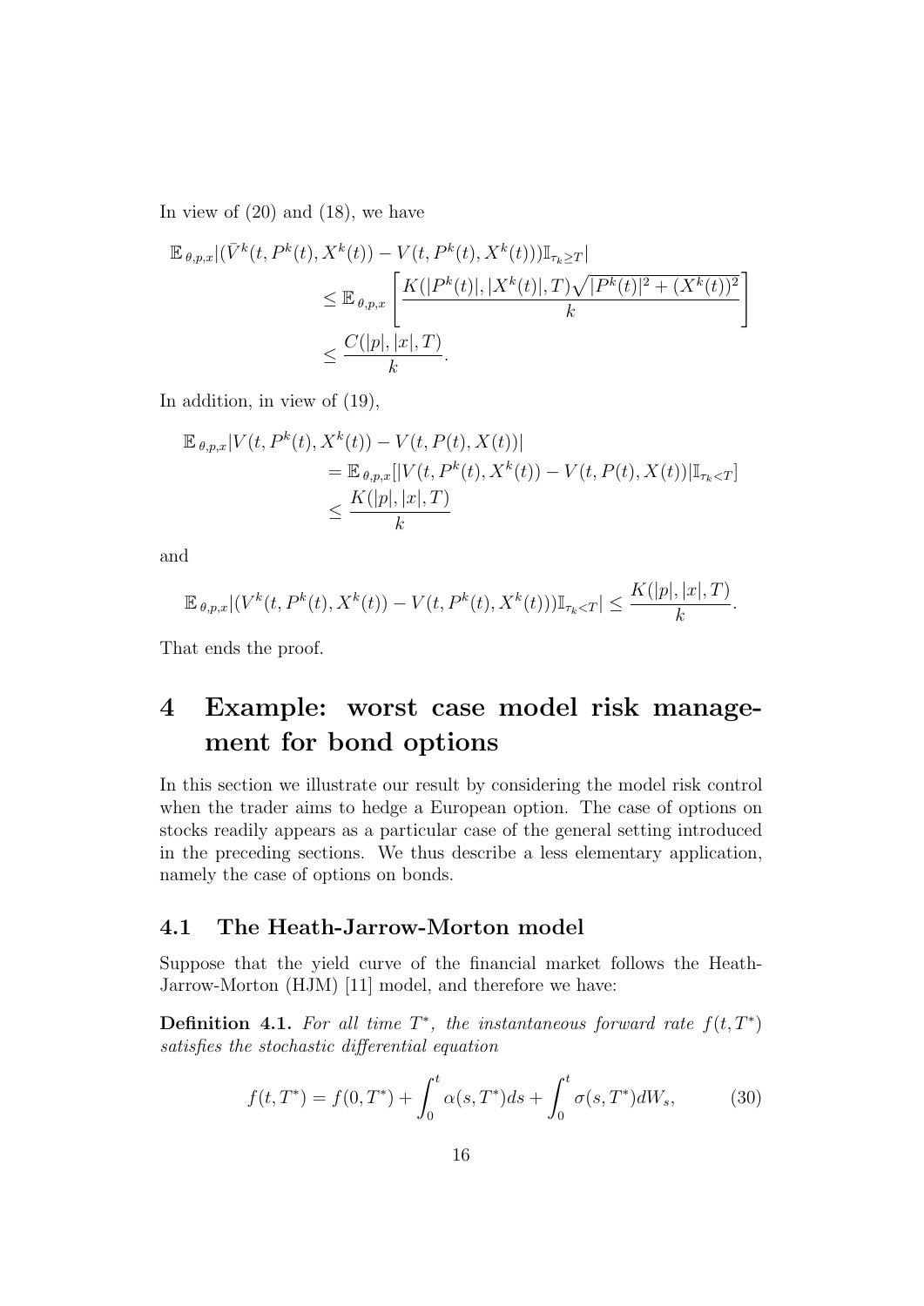In view of (20) and (18), we have

$$
\begin{aligned}
\mathbb{E}_{\theta,p,x}|(\bar{V}^k(t, P^k(t), X^k(t)) - V(t, P^k(t), X^k(t)))\mathbb{I}_{\tau_k \geq T}| \\
&\leq \mathbb{E}_{\theta,p,x}\left[\frac{K(|P^k(t)|, |X^k(t)|, T)\sqrt{|P^k(t)|^2 + (X^k(t))^2}}{k}\right] \\
&\leq \frac{C(|p|, |x|, T)}{k}.
\end{aligned}
$$

In addition, in view of (19),

$$
\begin{aligned}
\mathbb{E}_{\theta,p,x}|V(t, P^k(t), X^k(t)) - V(t, P(t), X(t))| \\
&= \mathbb{E}_{\theta,p,x}[|V(t, P^k(t), X^k(t)) - V(t, P(t), X(t))|\mathbb{I}_{\tau_k < T}] \\
&\leq \frac{K(|p|, |x|, T)}{k}
\end{aligned}
$$

and

$$
\mathbb{E}_{\theta,p,x}|(V^k(t, P^k(t), X^k(t)) - V(t, P^k(t), X^k(t)))\mathbb{I}_{\tau_k < T}| \leq \frac{K(|p|, |x|, T)}{k}.
$$

That ends the proof.

# 4 Example: worst case model risk management for bond options

In this section we illustrate our result by considering the model risk control when the trader aims to hedge a European option. The case of options on stocks readily appears as a particular case of the general setting introduced in the preceding sections. We thus describe a less elementary application, namely the case of options on bonds.

## 4.1 The Heath-Jarrow-Morton model

Suppose that the yield curve of the financial market follows the Heath-Jarrow-Morton (HJM) [11] model, and therefore we have:

**Definition 4.1.** *For all time $T^*$, the instantaneous forward rate $f(t, T^*)$ satisfies the stochastic differential equation*

$$
f(t, T^*) = f(0, T^*) + \int_0^t \alpha(s, T^*)ds + \int_0^t \sigma(s, T^*)dW_s, \tag{30}
$$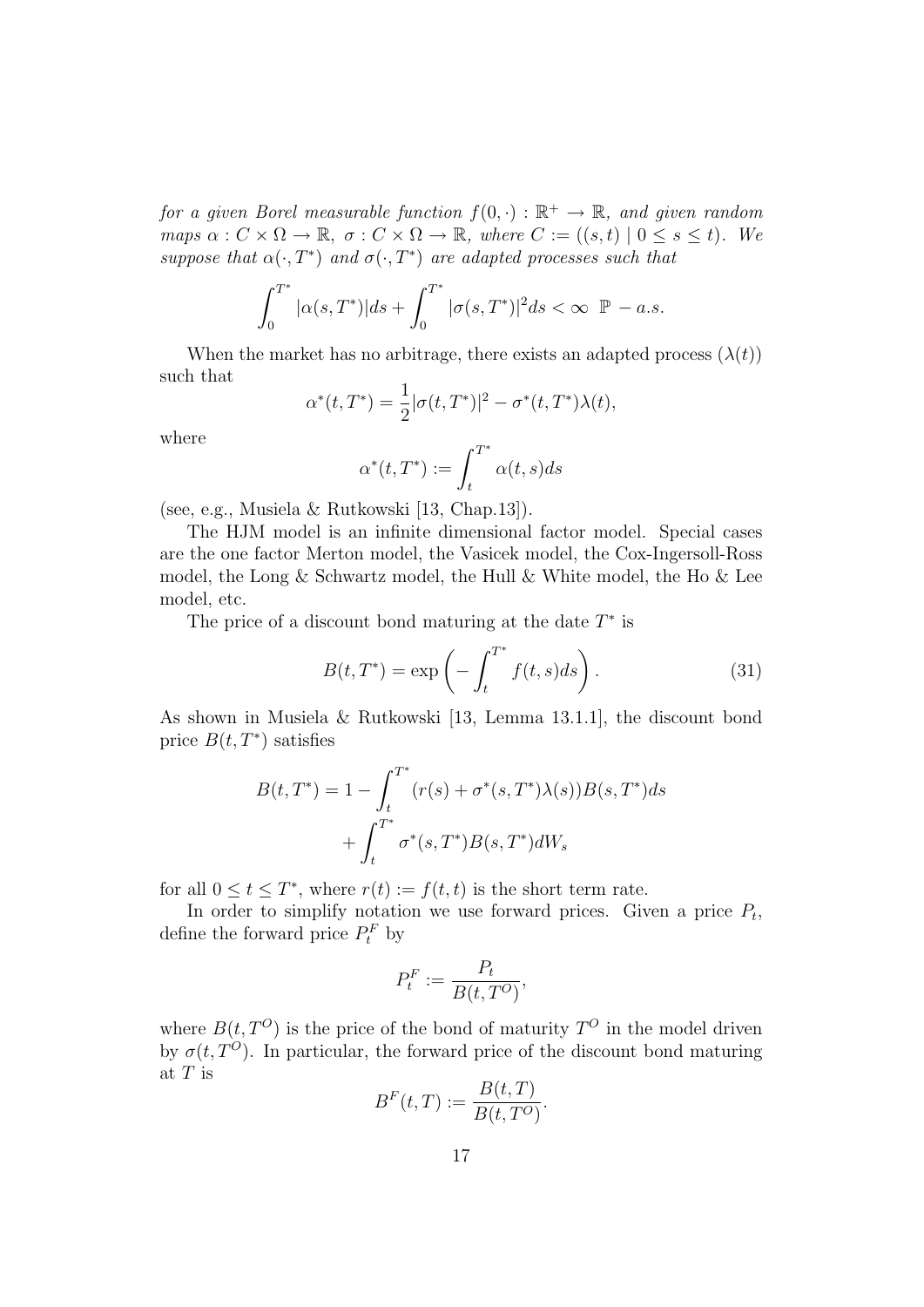*for a given Borel measurable function $f(0,\cdot):\mathbb{R}^+\to\mathbb{R}$, and given random maps $\alpha : C\times\Omega\to\mathbb{R}$, $\sigma : C\times\Omega\to\mathbb{R}$, where $C := ((s,t)\mid 0\le s\le t)$. We suppose that $\alpha(\cdot,T^*)$ and $\sigma(\cdot,T^*)$ are adapted processes such that*

$$\int_0^{T^*}|\alpha(s,T^*)|ds+\int_0^{T^*}|\sigma(s,T^*)|^2ds<\infty \ \ \mathbb{P}-a.s.$$

When the market has no arbitrage, there exists an adapted process $(\lambda(t))$ such that

$$\alpha^*(t,T^*)=\frac{1}{2}|\sigma(t,T^*)|^2-\sigma^*(t,T^*)\lambda(t),$$

where

$$\alpha^*(t,T^*):=\int_t^{T^*}\alpha(t,s)ds$$

(see, e.g., Musiela & Rutkowski [13, Chap.13]).

The HJM model is an infinite dimensional factor model. Special cases are the one factor Merton model, the Vasicek model, the Cox-Ingersoll-Ross model, the Long & Schwartz model, the Hull & White model, the Ho & Lee model, etc.

The price of a discount bond maturing at the date $T^*$ is

$$B(t,T^*)=\exp\left(-\int_t^{T^*}f(t,s)ds\right). \tag{31}$$

As shown in Musiela & Rutkowski [13, Lemma 13.1.1], the discount bond price $B(t,T^*)$ satisfies

$$\begin{aligned}B(t,T^*)=1&-\int_t^{T^*}(r(s)+\sigma^*(s,T^*)\lambda(s))B(s,T^*)ds\\&+\int_t^{T^*}\sigma^*(s,T^*)B(s,T^*)dW_s\end{aligned}$$

for all $0\le t\le T^*$, where $r(t):=f(t,t)$ is the short term rate.

In order to simplify notation we use forward prices. Given a price $P_t$, define the forward price $P_t^F$ by

$$P_t^F:=\frac{P_t}{B(t,T^O)},$$

where $B(t,T^O)$ is the price of the bond of maturity $T^O$ in the model driven by $\sigma(t,T^O)$. In particular, the forward price of the discount bond maturing at $T$ is

$$B^F(t,T):=\frac{B(t,T)}{B(t,T^O)}.$$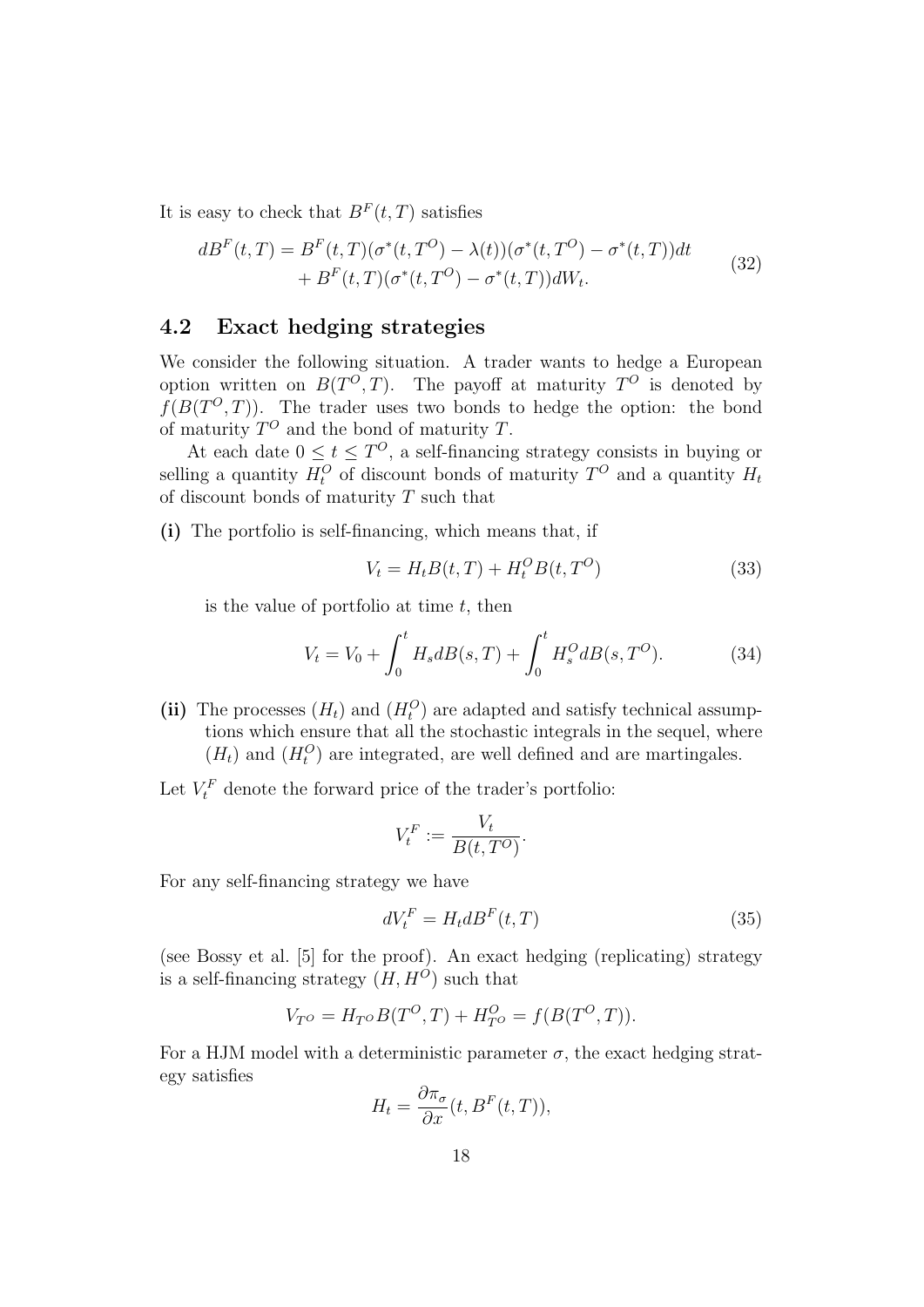It is easy to check that $B^F(t,T)$ satisfies

$$
\begin{aligned}
dB^F(t,T) &= B^F(t,T)(\sigma^*(t,T^O) - \lambda(t))(\sigma^*(t,T^O) - \sigma^*(t,T))dt \\
&\quad + B^F(t,T)(\sigma^*(t,T^O) - \sigma^*(t,T))dW_t.
\end{aligned}
\tag{32}
$$

## 4.2 Exact hedging strategies

We consider the following situation. A trader wants to hedge a European option written on $B(T^O,T)$. The payoff at maturity $T^O$ is denoted by $f(B(T^O,T))$. The trader uses two bonds to hedge the option: the bond of maturity $T^O$ and the bond of maturity $T$.

At each date $0 \leq t \leq T^O$, a self-financing strategy consists in buying or selling a quantity $H_t^O$ of discount bonds of maturity $T^O$ and a quantity $H_t$ of discount bonds of maturity $T$ such that

**(i)** The portfolio is self-financing, which means that, if

$$
V_t = H_t B(t,T) + H_t^O B(t,T^O) \tag{33}
$$

is the value of portfolio at time $t$, then

$$
V_t = V_0 + \int_0^t H_s dB(s,T) + \int_0^t H_s^O dB(s,T^O). \tag{34}
$$

**(ii)** The processes $(H_t)$ and $(H_t^O)$ are adapted and satisfy technical assumptions which ensure that all the stochastic integrals in the sequel, where $(H_t)$ and $(H_t^O)$ are integrated, are well defined and are martingales.

Let $V_t^F$ denote the forward price of the trader's portfolio:

$$
V_t^F := \frac{V_t}{B(t,T^O)}.
$$

For any self-financing strategy we have

$$
dV_t^F = H_t dB^F(t,T) \tag{35}
$$

(see Bossy et al. [5] for the proof). An exact hedging (replicating) strategy is a self-financing strategy $(H, H^O)$ such that

$$
V_{T^O} = H_{T^O} B(T^O,T) + H_{T^O}^O = f(B(T^O,T)).
$$

For a HJM model with a deterministic parameter $\sigma$, the exact hedging strategy satisfies

$$
H_t = \frac{\partial \pi_\sigma}{\partial x}(t, B^F(t,T)),
$$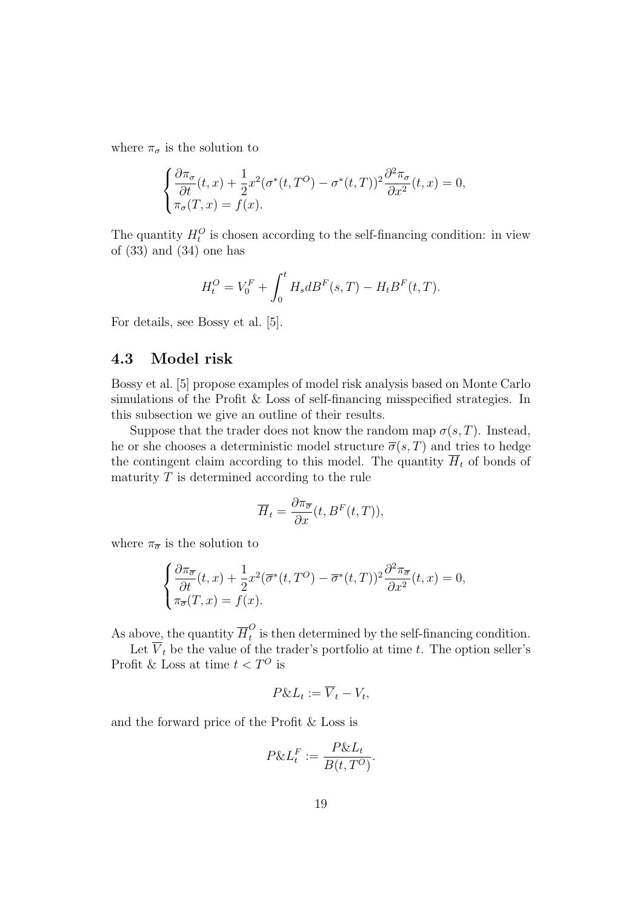where $\pi_\sigma$ is the solution to

$$
\begin{cases}
\dfrac{\partial \pi_\sigma}{\partial t}(t,x) + \dfrac{1}{2}x^2(\sigma^*(t,T^O) - \sigma^*(t,T))^2 \dfrac{\partial^2 \pi_\sigma}{\partial x^2}(t,x) = 0, \\
\pi_\sigma(T,x) = f(x).
\end{cases}
$$

The quantity $H_t^O$ is chosen according to the self-financing condition: in view of (33) and (34) one has

$$
H_t^O = V_0^F + \int_0^t H_s dB^F(s,T) - H_t B^F(t,T).
$$

For details, see Bossy et al. [5].

## 4.3 Model risk

Bossy et al. [5] propose examples of model risk analysis based on Monte Carlo simulations of the Profit & Loss of self-financing misspecified strategies. In this subsection we give an outline of their results.

Suppose that the trader does not know the random map $\sigma(s,T)$. Instead, he or she chooses a deterministic model structure $\overline{\sigma}(s,T)$ and tries to hedge the contingent claim according to this model. The quantity $\overline{H}_t$ of bonds of maturity $T$ is determined according to the rule

$$
\overline{H}_t = \frac{\partial \pi_{\overline{\sigma}}}{\partial x}(t, B^F(t,T)),
$$

where $\pi_{\overline{\sigma}}$ is the solution to

$$
\begin{cases}
\dfrac{\partial \pi_{\overline{\sigma}}}{\partial t}(t,x) + \dfrac{1}{2}x^2(\overline{\sigma}^*(t,T^O) - \overline{\sigma}^*(t,T))^2 \dfrac{\partial^2 \pi_{\overline{\sigma}}}{\partial x^2}(t,x) = 0, \\
\pi_{\overline{\sigma}}(T,x) = f(x).
\end{cases}
$$

As above, the quantity $\overline{H}_t^O$ is then determined by the self-financing condition.

Let $\overline{V}_t$ be the value of the trader's portfolio at time $t$. The option seller's Profit & Loss at time $t < T^O$ is

$$
P\&L_t := \overline{V}_t - V_t,
$$

and the forward price of the Profit & Loss is

$$
P\&L_t^F := \frac{P\&L_t}{B(t,T^O)}.
$$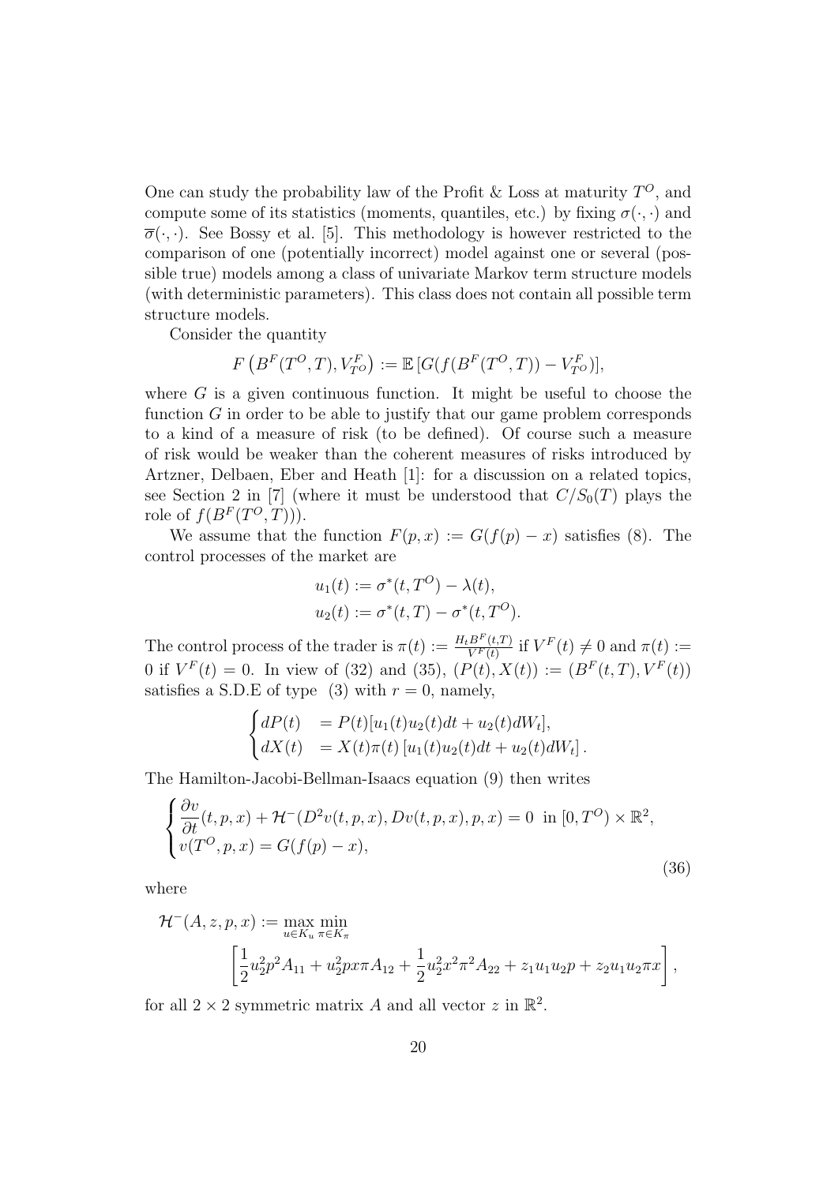One can study the probability law of the Profit & Loss at maturity $T^O$, and compute some of its statistics (moments, quantiles, etc.) by fixing $\sigma(\cdot,\cdot)$ and $\overline{\sigma}(\cdot,\cdot)$. See Bossy et al. [5]. This methodology is however restricted to the comparison of one (potentially incorrect) model against one or several (possible true) models among a class of univariate Markov term structure models (with deterministic parameters). This class does not contain all possible term structure models.

Consider the quantity

$$F\left(B^F(T^O,T), V^F_{T^O}\right) := \mathbb{E}\left[G(f(B^F(T^O,T)) - V^F_{T^O})\right],$$

where $G$ is a given continuous function. It might be useful to choose the function $G$ in order to be able to justify that our game problem corresponds to a kind of a measure of risk (to be defined). Of course such a measure of risk would be weaker than the coherent measures of risks introduced by Artzner, Delbaen, Eber and Heath [1]: for a discussion on a related topics, see Section 2 in [7] (where it must be understood that $C/S_0(T)$ plays the role of $f(B^F(T^O,T))$).

We assume that the function $F(p,x) := G(f(p) - x)$ satisfies (8). The control processes of the market are

$$u_1(t) := \sigma^*(t,T^O) - \lambda(t),$$
$$u_2(t) := \sigma^*(t,T) - \sigma^*(t,T^O).$$

The control process of the trader is $\pi(t) := \frac{H_t B^F(t,T)}{V^F(t)}$ if $V^F(t) \neq 0$ and $\pi(t) := 0$ if $V^F(t) = 0$. In view of (32) and (35), $(P(t), X(t)) := (B^F(t,T), V^F(t))$ satisfies a S.D.E of type (3) with $r = 0$, namely,

$$\begin{cases} dP(t) &= P(t)[u_1(t)u_2(t)dt + u_2(t)dW_t], \\ dX(t) &= X(t)\pi(t)\left[u_1(t)u_2(t)dt + u_2(t)dW_t\right]. \end{cases}$$

The Hamilton-Jacobi-Bellman-Isaacs equation (9) then writes

$$\begin{cases} \dfrac{\partial v}{\partial t}(t,p,x) + \mathcal{H}^-(D^2v(t,p,x), Dv(t,p,x), p, x) = 0 \text{ in } [0,T^O) \times \mathbb{R}^2, \\ v(T^O,p,x) = G(f(p) - x), \end{cases} \tag{36}$$

where

$$\mathcal{H}^-(A,z,p,x) := \max_{u \in K_u} \min_{\pi \in K_\pi} \left[\frac{1}{2}u_2^2 p^2 A_{11} + u_2^2 px\pi A_{12} + \frac{1}{2}u_2^2 x^2 \pi^2 A_{22} + z_1 u_1 u_2 p + z_2 u_1 u_2 \pi x\right],$$

for all $2 \times 2$ symmetric matrix $A$ and all vector $z$ in $\mathbb{R}^2$.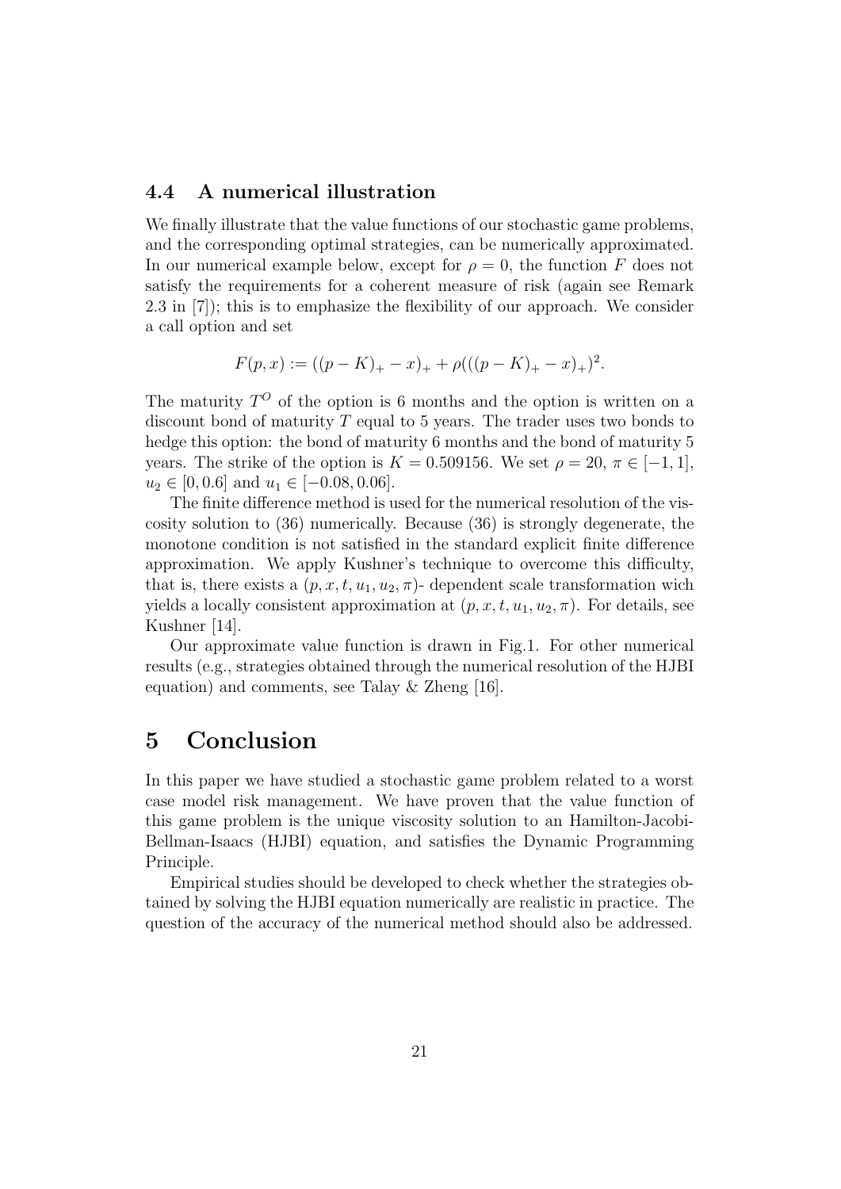### 4.4 A numerical illustration

We finally illustrate that the value functions of our stochastic game problems, and the corresponding optimal strategies, can be numerically approximated. In our numerical example below, except for $\rho = 0$, the function $F$ does not satisfy the requirements for a coherent measure of risk (again see Remark 2.3 in [7]); this is to emphasize the flexibility of our approach. We consider a call option and set

$$F(p, x) := ((p - K)_+ - x)_+ + \rho(((p - K)_+ - x)_+)^2.$$

The maturity $T^O$ of the option is 6 months and the option is written on a discount bond of maturity $T$ equal to 5 years. The trader uses two bonds to hedge this option: the bond of maturity 6 months and the bond of maturity 5 years. The strike of the option is $K = 0.509156$. We set $\rho = 20$, $\pi \in [-1, 1]$, $u_2 \in [0, 0.6]$ and $u_1 \in [-0.08, 0.06]$.

The finite difference method is used for the numerical resolution of the viscosity solution to (36) numerically. Because (36) is strongly degenerate, the monotone condition is not satisfied in the standard explicit finite difference approximation. We apply Kushner's technique to overcome this difficulty, that is, there exists a $(p, x, t, u_1, u_2, \pi)$- dependent scale transformation wich yields a locally consistent approximation at $(p, x, t, u_1, u_2, \pi)$. For details, see Kushner [14].

Our approximate value function is drawn in Fig.1. For other numerical results (e.g., strategies obtained through the numerical resolution of the HJBI equation) and comments, see Talay & Zheng [16].

## 5 Conclusion

In this paper we have studied a stochastic game problem related to a worst case model risk management. We have proven that the value function of this game problem is the unique viscosity solution to an Hamilton-Jacobi-Bellman-Isaacs (HJBI) equation, and satisfies the Dynamic Programming Principle.

Empirical studies should be developed to check whether the strategies obtained by solving the HJBI equation numerically are realistic in practice. The question of the accuracy of the numerical method should also be addressed.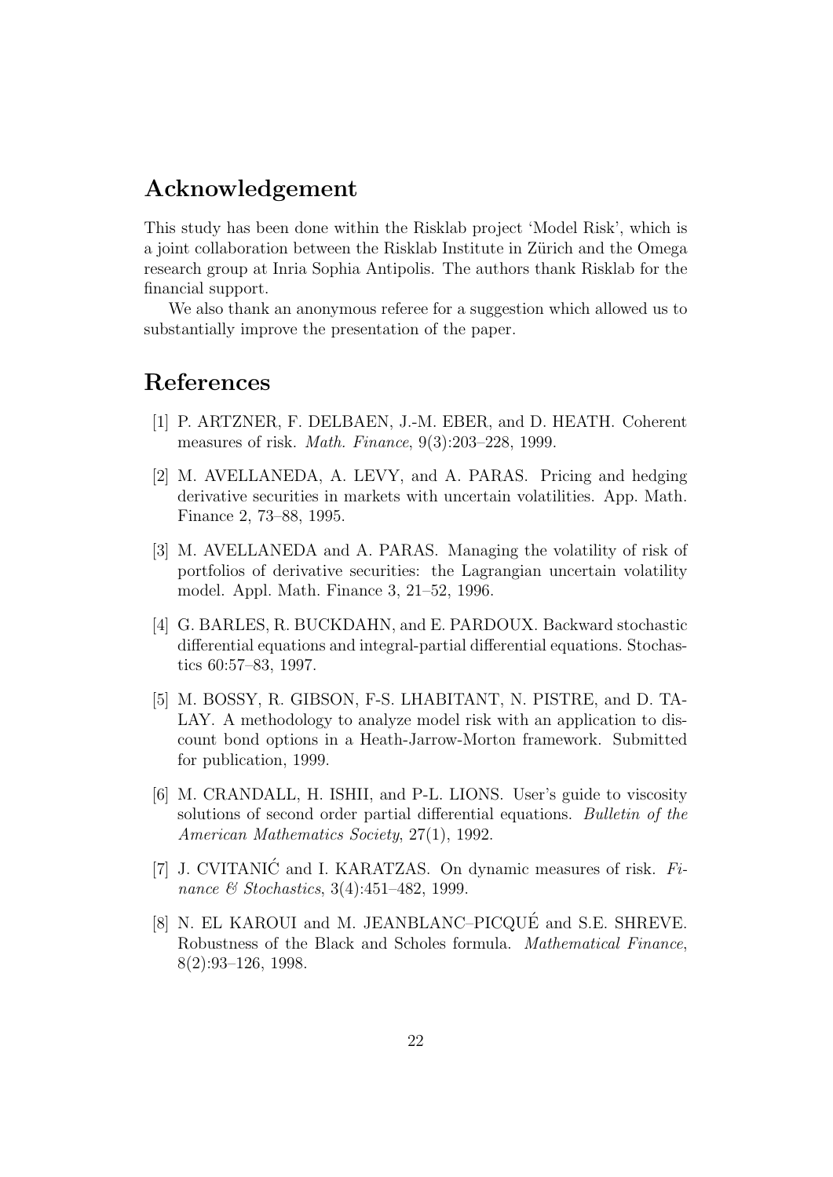# Acknowledgement

This study has been done within the Risklab project 'Model Risk', which is a joint collaboration between the Risklab Institute in Zürich and the Omega research group at Inria Sophia Antipolis. The authors thank Risklab for the financial support.

We also thank an anonymous referee for a suggestion which allowed us to substantially improve the presentation of the paper.

# References

[1] P. ARTZNER, F. DELBAEN, J.-M. EBER, and D. HEATH. Coherent measures of risk. *Math. Finance*, 9(3):203–228, 1999.

[2] M. AVELLANEDA, A. LEVY, and A. PARAS. Pricing and hedging derivative securities in markets with uncertain volatilities. App. Math. Finance 2, 73–88, 1995.

[3] M. AVELLANEDA and A. PARAS. Managing the volatility of risk of portfolios of derivative securities: the Lagrangian uncertain volatility model. Appl. Math. Finance 3, 21–52, 1996.

[4] G. BARLES, R. BUCKDAHN, and E. PARDOUX. Backward stochastic differential equations and integral-partial differential equations. Stochastics 60:57–83, 1997.

[5] M. BOSSY, R. GIBSON, F-S. LHABITANT, N. PISTRE, and D. TALAY. A methodology to analyze model risk with an application to discount bond options in a Heath-Jarrow-Morton framework. Submitted for publication, 1999.

[6] M. CRANDALL, H. ISHII, and P-L. LIONS. User's guide to viscosity solutions of second order partial differential equations. *Bulletin of the American Mathematics Society*, 27(1), 1992.

[7] J. CVITANIĆ and I. KARATZAS. On dynamic measures of risk. *Finance & Stochastics*, 3(4):451–482, 1999.

[8] N. EL KAROUI and M. JEANBLANC–PICQUÉ and S.E. SHREVE. Robustness of the Black and Scholes formula. *Mathematical Finance*, 8(2):93–126, 1998.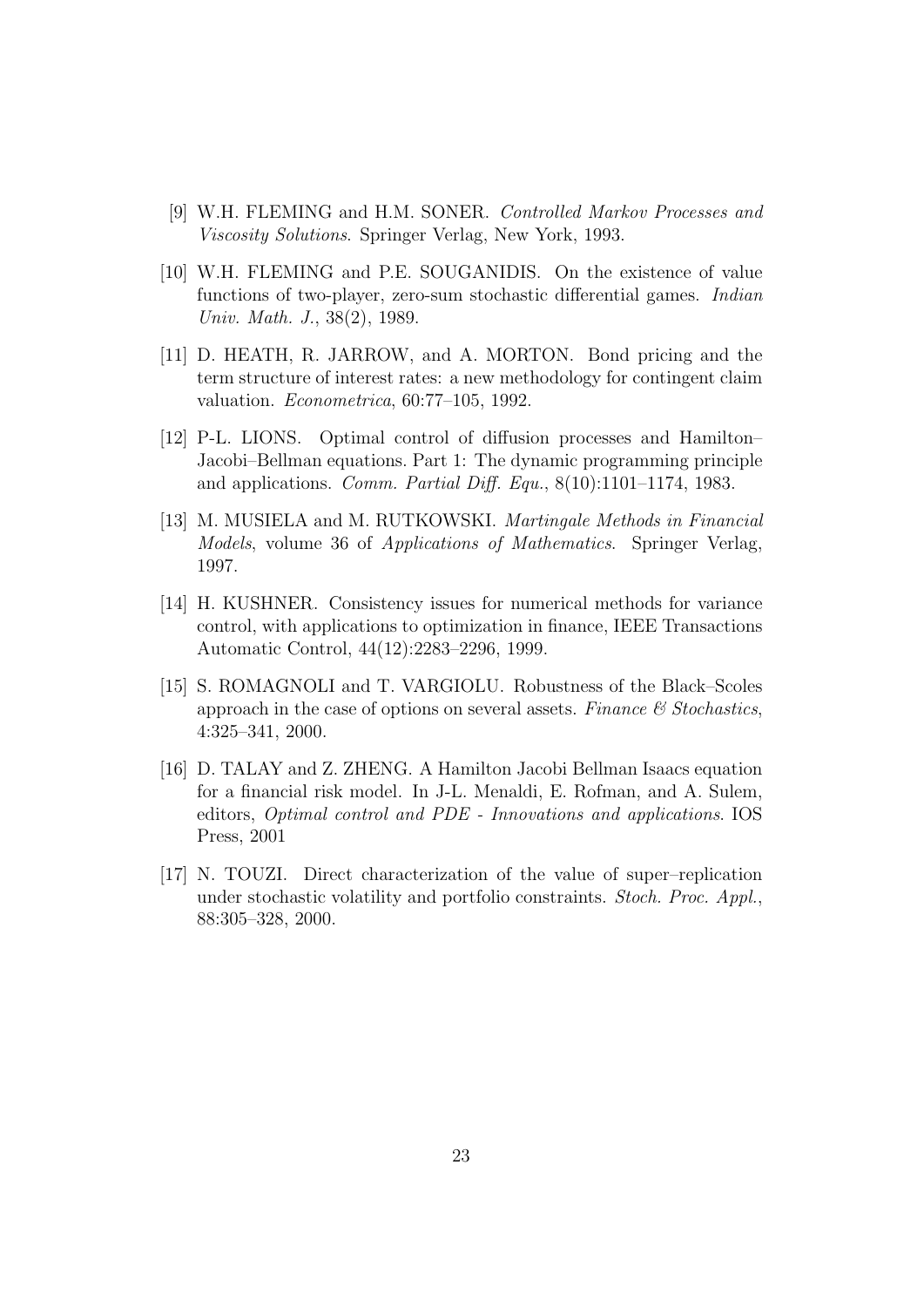[9] W.H. FLEMING and H.M. SONER. *Controlled Markov Processes and Viscosity Solutions*. Springer Verlag, New York, 1993.

[10] W.H. FLEMING and P.E. SOUGANIDIS. On the existence of value functions of two-player, zero-sum stochastic differential games. *Indian Univ. Math. J.*, 38(2), 1989.

[11] D. HEATH, R. JARROW, and A. MORTON. Bond pricing and the term structure of interest rates: a new methodology for contingent claim valuation. *Econometrica*, 60:77–105, 1992.

[12] P-L. LIONS. Optimal control of diffusion processes and Hamilton–Jacobi–Bellman equations. Part 1: The dynamic programming principle and applications. *Comm. Partial Diff. Equ.*, 8(10):1101–1174, 1983.

[13] M. MUSIELA and M. RUTKOWSKI. *Martingale Methods in Financial Models*, volume 36 of *Applications of Mathematics*. Springer Verlag, 1997.

[14] H. KUSHNER. Consistency issues for numerical methods for variance control, with applications to optimization in finance, IEEE Transactions Automatic Control, 44(12):2283–2296, 1999.

[15] S. ROMAGNOLI and T. VARGIOLU. Robustness of the Black–Scoles approach in the case of options on several assets. *Finance & Stochastics*, 4:325–341, 2000.

[16] D. TALAY and Z. ZHENG. A Hamilton Jacobi Bellman Isaacs equation for a financial risk model. In J-L. Menaldi, E. Rofman, and A. Sulem, editors, *Optimal control and PDE - Innovations and applications*. IOS Press, 2001

[17] N. TOUZI. Direct characterization of the value of super–replication under stochastic volatility and portfolio constraints. *Stoch. Proc. Appl.*, 88:305–328, 2000.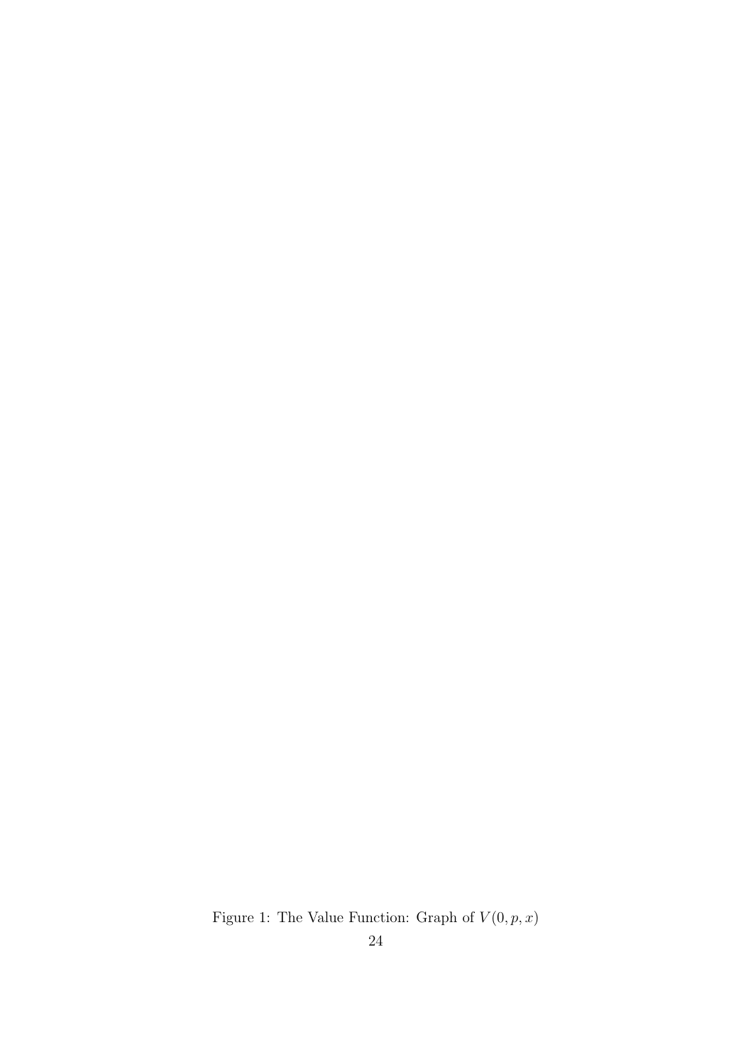Figure 1: The Value Function: Graph of $V(0, p, x)$